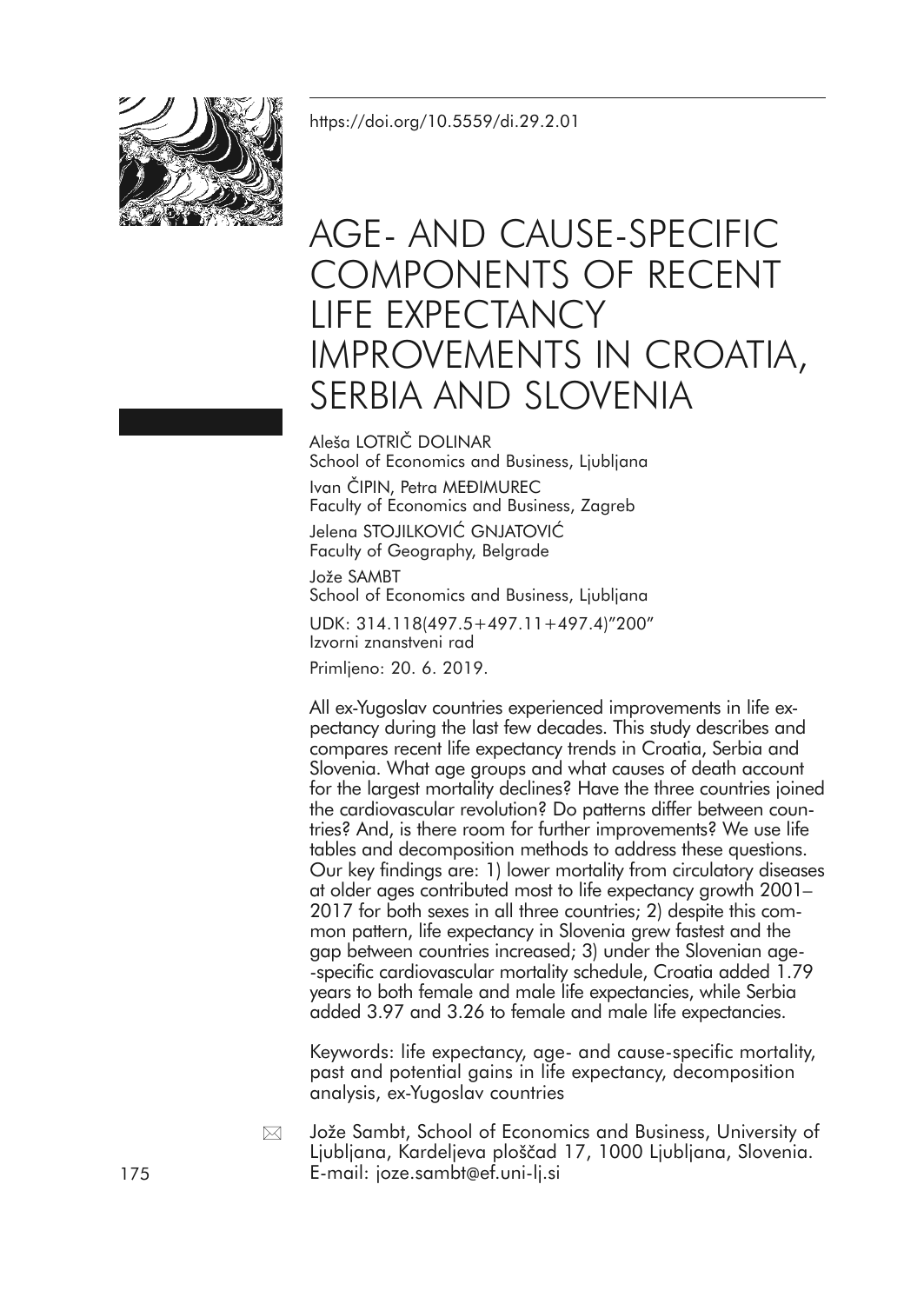https://doi.org/10.5559/di.29.2.01

# AGE- AND CAUSE-SPECIFIC COMPONENTS OF RECENT LIFE EXPECTANCY IMPROVEMENTS IN CROATIA, SERBIA AND SLOVENIA

Aleša LOTRIČ DOLINAR
School of Economics and Business, Ljubljana

Ivan ČIPIN, Petra MEĐIMUREC
Faculty of Economics and Business, Zagreb

Jelena STOJILKOVIĆ GNJATOVIĆ
Faculty of Geography, Belgrade

Jože SAMBT
School of Economics and Business, Ljubljana

UDK: 314.118(497.5+497.11+497.4)"200"
Izvorni znanstveni rad

Primljeno: 20. 6. 2019.

All ex-Yugoslav countries experienced improvements in life expectancy during the last few decades. This study describes and compares recent life expectancy trends in Croatia, Serbia and Slovenia. What age groups and what causes of death account for the largest mortality declines? Have the three countries joined the cardiovascular revolution? Do patterns differ between countries? And, is there room for further improvements? We use life tables and decomposition methods to address these questions. Our key findings are: 1) lower mortality from circulatory diseases at older ages contributed most to life expectancy growth 2001–2017 for both sexes in all three countries; 2) despite this common pattern, life expectancy in Slovenia grew fastest and the gap between countries increased; 3) under the Slovenian age-specific cardiovascular mortality schedule, Croatia added 1.79 years to both female and male life expectancies, while Serbia added 3.97 and 3.26 to female and male life expectancies.

Keywords: life expectancy, age- and cause-specific mortality, past and potential gains in life expectancy, decomposition analysis, ex-Yugoslav countries

Jože Sambt, School of Economics and Business, University of Ljubljana, Kardeljeva ploščad 17, 1000 Ljubljana, Slovenia. E-mail: joze.sambt@ef.uni-lj.si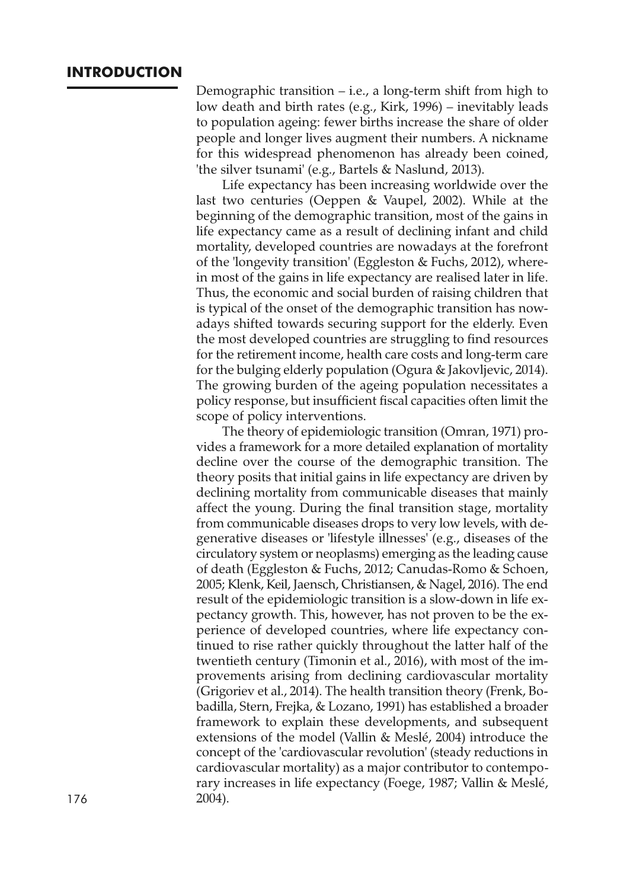## INTRODUCTION

Demographic transition – i.e., a long-term shift from high to low death and birth rates (e.g., Kirk, 1996) – inevitably leads to population ageing: fewer births increase the share of older people and longer lives augment their numbers. A nickname for this widespread phenomenon has already been coined, 'the silver tsunami' (e.g., Bartels & Naslund, 2013).

Life expectancy has been increasing worldwide over the last two centuries (Oeppen & Vaupel, 2002). While at the beginning of the demographic transition, most of the gains in life expectancy came as a result of declining infant and child mortality, developed countries are nowadays at the forefront of the 'longevity transition' (Eggleston & Fuchs, 2012), wherein most of the gains in life expectancy are realised later in life. Thus, the economic and social burden of raising children that is typical of the onset of the demographic transition has nowadays shifted towards securing support for the elderly. Even the most developed countries are struggling to find resources for the retirement income, health care costs and long-term care for the bulging elderly population (Ogura & Jakovljevic, 2014). The growing burden of the ageing population necessitates a policy response, but insufficient fiscal capacities often limit the scope of policy interventions.

The theory of epidemiologic transition (Omran, 1971) provides a framework for a more detailed explanation of mortality decline over the course of the demographic transition. The theory posits that initial gains in life expectancy are driven by declining mortality from communicable diseases that mainly affect the young. During the final transition stage, mortality from communicable diseases drops to very low levels, with degenerative diseases or 'lifestyle illnesses' (e.g., diseases of the circulatory system or neoplasms) emerging as the leading cause of death (Eggleston & Fuchs, 2012; Canudas-Romo & Schoen, 2005; Klenk, Keil, Jaensch, Christiansen, & Nagel, 2016). The end result of the epidemiologic transition is a slow-down in life expectancy growth. This, however, has not proven to be the experience of developed countries, where life expectancy continued to rise rather quickly throughout the latter half of the twentieth century (Timonin et al., 2016), with most of the improvements arising from declining cardiovascular mortality (Grigoriev et al., 2014). The health transition theory (Frenk, Bobadilla, Stern, Frejka, & Lozano, 1991) has established a broader framework to explain these developments, and subsequent extensions of the model (Vallin & Meslé, 2004) introduce the concept of the 'cardiovascular revolution' (steady reductions in cardiovascular mortality) as a major contributor to contemporary increases in life expectancy (Foege, 1987; Vallin & Meslé, 2004).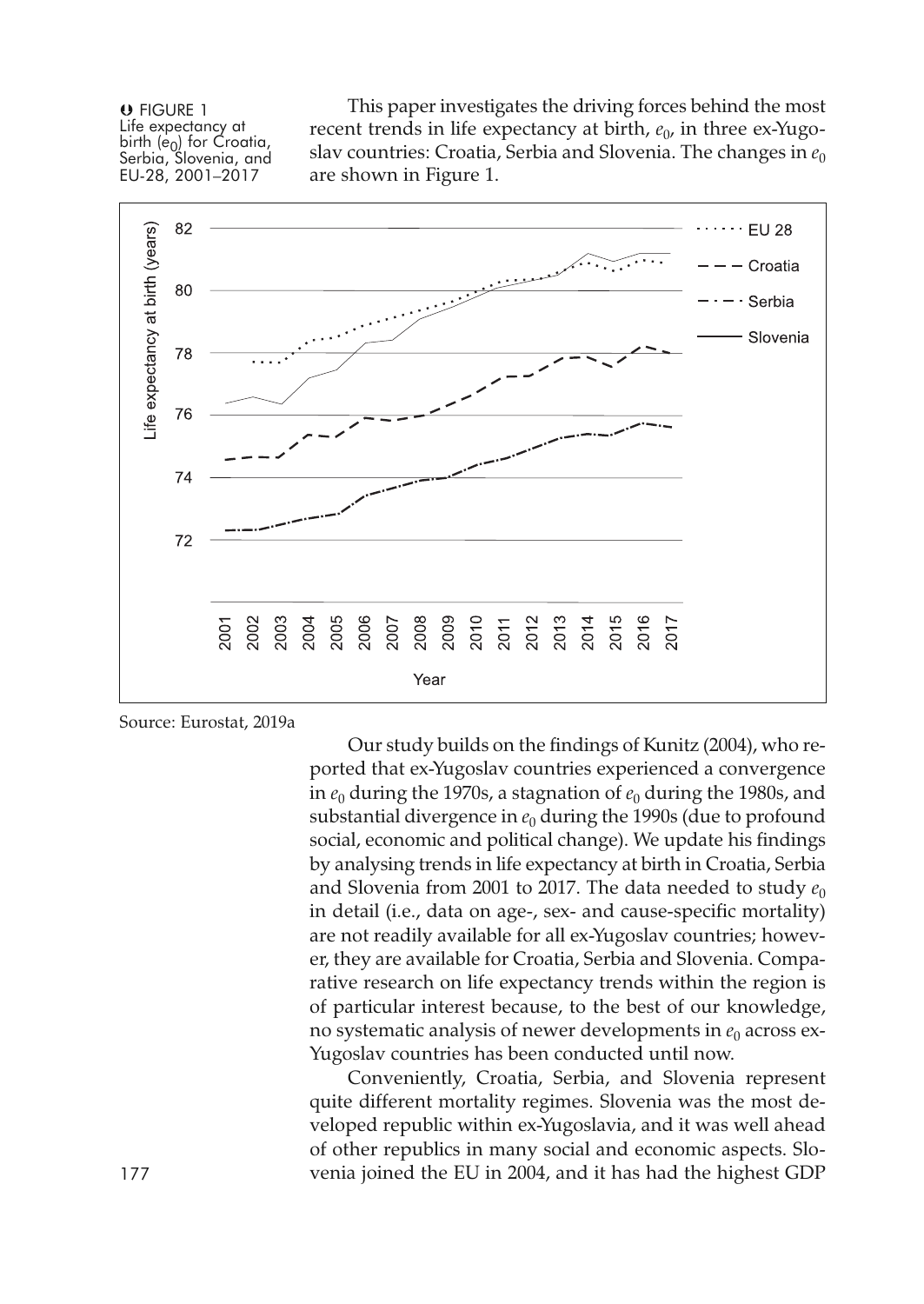This paper investigates the driving forces behind the most recent trends in life expectancy at birth, $e_0$, in three ex-Yugoslav countries: Croatia, Serbia and Slovenia. The changes in $e_0$ are shown in Figure 1.

FIGURE 1 Life expectancy at birth ($e_0$) for Croatia, Serbia, Slovenia, and EU-28, 2001–2017

Source: Eurostat, 2019a

Our study builds on the findings of Kunitz (2004), who reported that ex-Yugoslav countries experienced a convergence in $e_0$ during the 1970s, a stagnation of $e_0$ during the 1980s, and substantial divergence in $e_0$ during the 1990s (due to profound social, economic and political change). We update his findings by analysing trends in life expectancy at birth in Croatia, Serbia and Slovenia from 2001 to 2017. The data needed to study $e_0$ in detail (i.e., data on age-, sex- and cause-specific mortality) are not readily available for all ex-Yugoslav countries; however, they are available for Croatia, Serbia and Slovenia. Comparative research on life expectancy trends within the region is of particular interest because, to the best of our knowledge, no systematic analysis of newer developments in $e_0$ across ex-Yugoslav countries has been conducted until now.

Conveniently, Croatia, Serbia, and Slovenia represent quite different mortality regimes. Slovenia was the most developed republic within ex-Yugoslavia, and it was well ahead of other republics in many social and economic aspects. Slovenia joined the EU in 2004, and it has had the highest GDP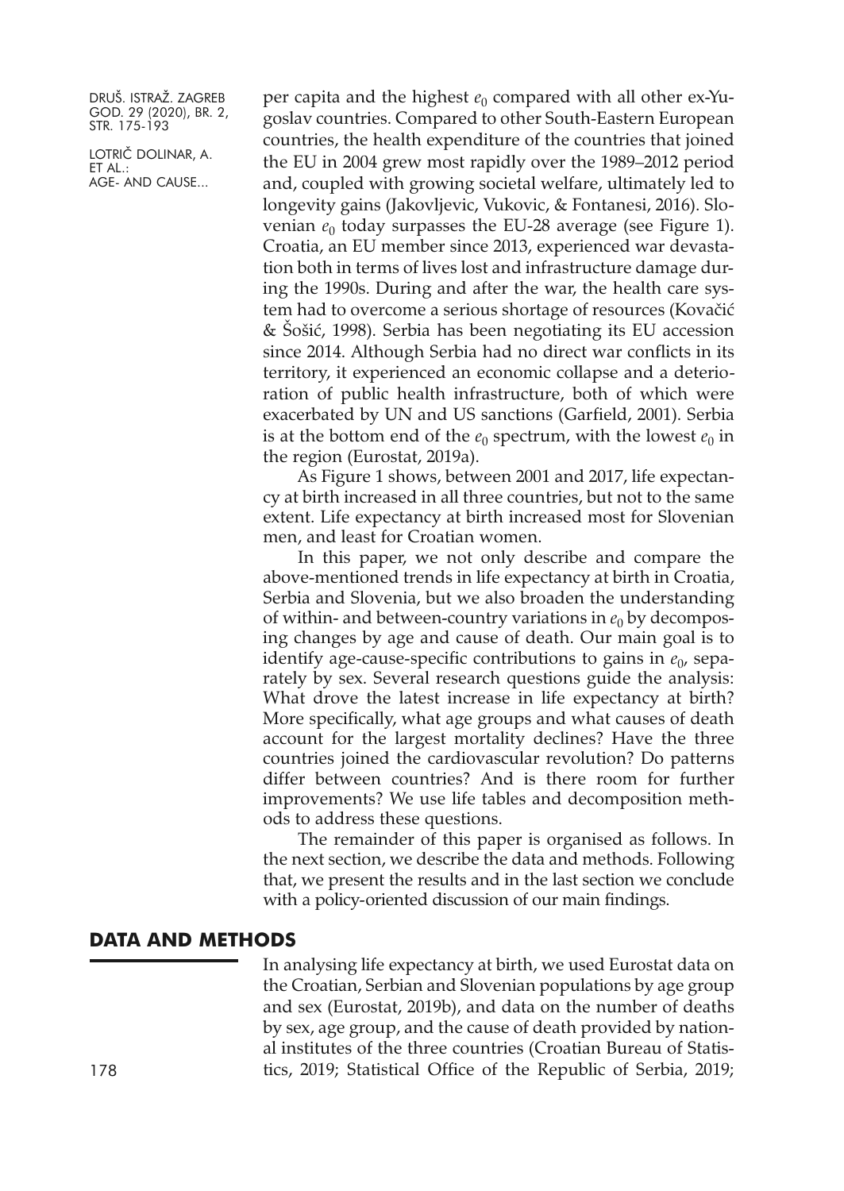per capita and the highest $e_0$ compared with all other ex-Yugoslav countries. Compared to other South-Eastern European countries, the health expenditure of the countries that joined the EU in 2004 grew most rapidly over the 1989–2012 period and, coupled with growing societal welfare, ultimately led to longevity gains (Jakovljevic, Vukovic, & Fontanesi, 2016). Slovenian $e_0$ today surpasses the EU-28 average (see Figure 1). Croatia, an EU member since 2013, experienced war devastation both in terms of lives lost and infrastructure damage during the 1990s. During and after the war, the health care system had to overcome a serious shortage of resources (Kovačić & Šošić, 1998). Serbia has been negotiating its EU accession since 2014. Although Serbia had no direct war conflicts in its territory, it experienced an economic collapse and a deterioration of public health infrastructure, both of which were exacerbated by UN and US sanctions (Garfield, 2001). Serbia is at the bottom end of the $e_0$ spectrum, with the lowest $e_0$ in the region (Eurostat, 2019a).

As Figure 1 shows, between 2001 and 2017, life expectancy at birth increased in all three countries, but not to the same extent. Life expectancy at birth increased most for Slovenian men, and least for Croatian women.

In this paper, we not only describe and compare the above-mentioned trends in life expectancy at birth in Croatia, Serbia and Slovenia, but we also broaden the understanding of within- and between-country variations in $e_0$ by decomposing changes by age and cause of death. Our main goal is to identify age-cause-specific contributions to gains in $e_0$, separately by sex. Several research questions guide the analysis: What drove the latest increase in life expectancy at birth? More specifically, what age groups and what causes of death account for the largest mortality declines? Have the three countries joined the cardiovascular revolution? Do patterns differ between countries? And is there room for further improvements? We use life tables and decomposition methods to address these questions.

The remainder of this paper is organised as follows. In the next section, we describe the data and methods. Following that, we present the results and in the last section we conclude with a policy-oriented discussion of our main findings.

## DATA AND METHODS

In analysing life expectancy at birth, we used Eurostat data on the Croatian, Serbian and Slovenian populations by age group and sex (Eurostat, 2019b), and data on the number of deaths by sex, age group, and the cause of death provided by national institutes of the three countries (Croatian Bureau of Statistics, 2019; Statistical Office of the Republic of Serbia, 2019;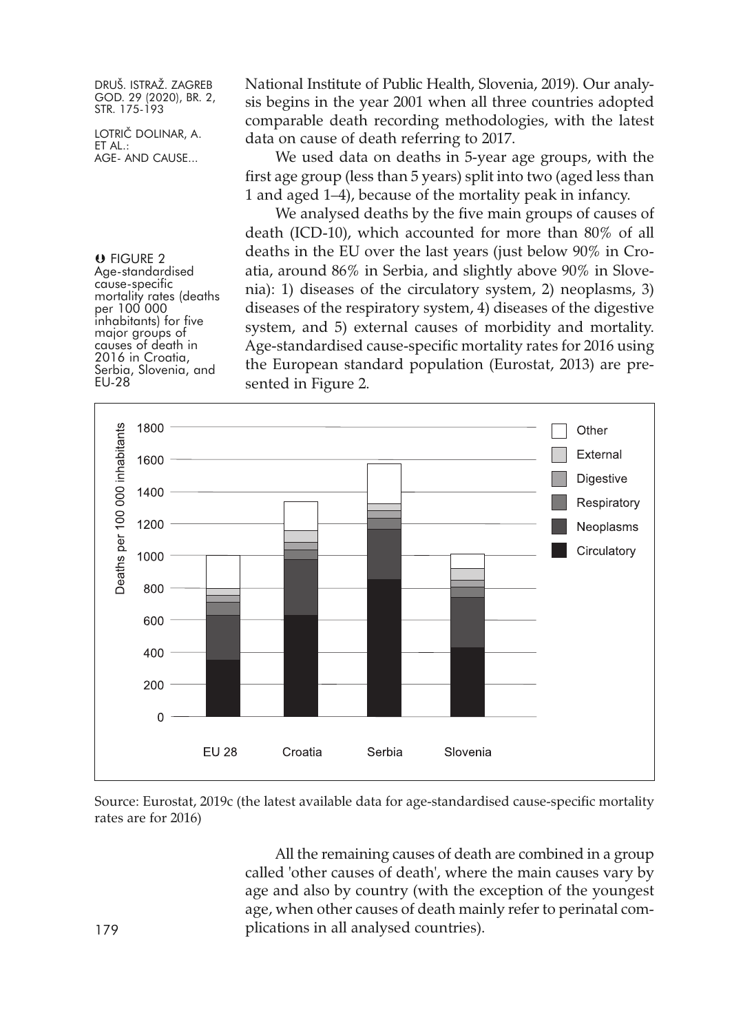National Institute of Public Health, Slovenia, 2019). Our analysis begins in the year 2001 when all three countries adopted comparable death recording methodologies, with the latest data on cause of death referring to 2017.

We used data on deaths in 5-year age groups, with the first age group (less than 5 years) split into two (aged less than 1 and aged 1–4), because of the mortality peak in infancy.

We analysed deaths by the five main groups of causes of death (ICD-10), which accounted for more than 80% of all deaths in the EU over the last years (just below 90% in Croatia, around 86% in Serbia, and slightly above 90% in Slovenia): 1) diseases of the circulatory system, 2) neoplasms, 3) diseases of the respiratory system, 4) diseases of the digestive system, and 5) external causes of morbidity and mortality. Age-standardised cause-specific mortality rates for 2016 using the European standard population (Eurostat, 2013) are presented in Figure 2.

FIGURE 2
Age-standardised cause-specific mortality rates (deaths per 100 000 inhabitants) for five major groups of causes of death in 2016 in Croatia, Serbia, Slovenia, and EU-28

Source: Eurostat, 2019c (the latest available data for age-standardised cause-specific mortality rates are for 2016)

All the remaining causes of death are combined in a group called 'other causes of death', where the main causes vary by age and also by country (with the exception of the youngest age, when other causes of death mainly refer to perinatal complications in all analysed countries).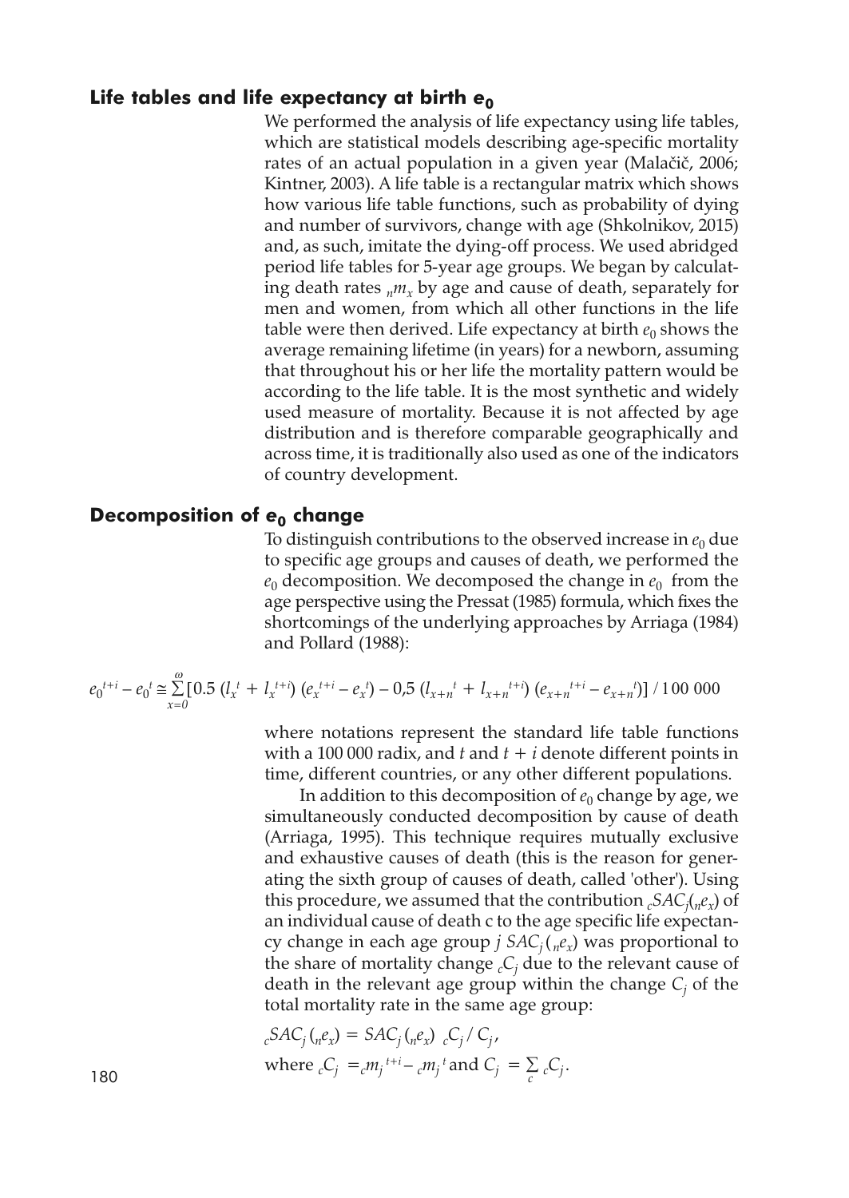## Life tables and life expectancy at birth $e_0$

We performed the analysis of life expectancy using life tables, which are statistical models describing age-specific mortality rates of an actual population in a given year (Malačič, 2006; Kintner, 2003). A life table is a rectangular matrix which shows how various life table functions, such as probability of dying and number of survivors, change with age (Shkolnikov, 2015) and, as such, imitate the dying-off process. We used abridged period life tables for 5-year age groups. We began by calculating death rates ${}_nm_x$ by age and cause of death, separately for men and women, from which all other functions in the life table were then derived. Life expectancy at birth $e_0$ shows the average remaining lifetime (in years) for a newborn, assuming that throughout his or her life the mortality pattern would be according to the life table. It is the most synthetic and widely used measure of mortality. Because it is not affected by age distribution and is therefore comparable geographically and across time, it is traditionally also used as one of the indicators of country development.

## Decomposition of $e_0$ change

To distinguish contributions to the observed increase in $e_0$ due to specific age groups and causes of death, we performed the $e_0$ decomposition. We decomposed the change in $e_0$ from the age perspective using the Pressat (1985) formula, which fixes the shortcomings of the underlying approaches by Arriaga (1984) and Pollard (1988):

$$e_0^{t+i} - e_0^{t} \cong \sum_{x=0}^{\omega} [0.5\,(l_x^{t} + l_x^{t+i})\,(e_x^{t+i} - e_x^{t}) - 0{,}5\,(l_{x+n}^{t} + l_{x+n}^{t+i})\,(e_{x+n}^{t+i} - e_{x+n}^{t})] \,/\, 100\,000$$

where notations represent the standard life table functions with a 100 000 radix, and $t$ and $t + i$ denote different points in time, different countries, or any other different populations.

In addition to this decomposition of $e_0$ change by age, we simultaneously conducted decomposition by cause of death (Arriaga, 1995). This technique requires mutually exclusive and exhaustive causes of death (this is the reason for generating the sixth group of causes of death, called 'other'). Using this procedure, we assumed that the contribution ${}_cSAC_j({}_ne_x)$ of an individual cause of death c to the age specific life expectancy change in each age group $j$ $SAC_j({}_ne_x)$ was proportional to the share of mortality change ${}_cC_j$ due to the relevant cause of death in the relevant age group within the change $C_j$ of the total mortality rate in the same age group:

$${}_cSAC_j({}_ne_x) = SAC_j({}_ne_x)\ {}_cC_j \,/\, C_j,$$

where ${}_cC_j = {}_cm_j^{\,t+i} - {}_cm_j^{\,t}$ and $C_j = \sum_c {}_cC_j$.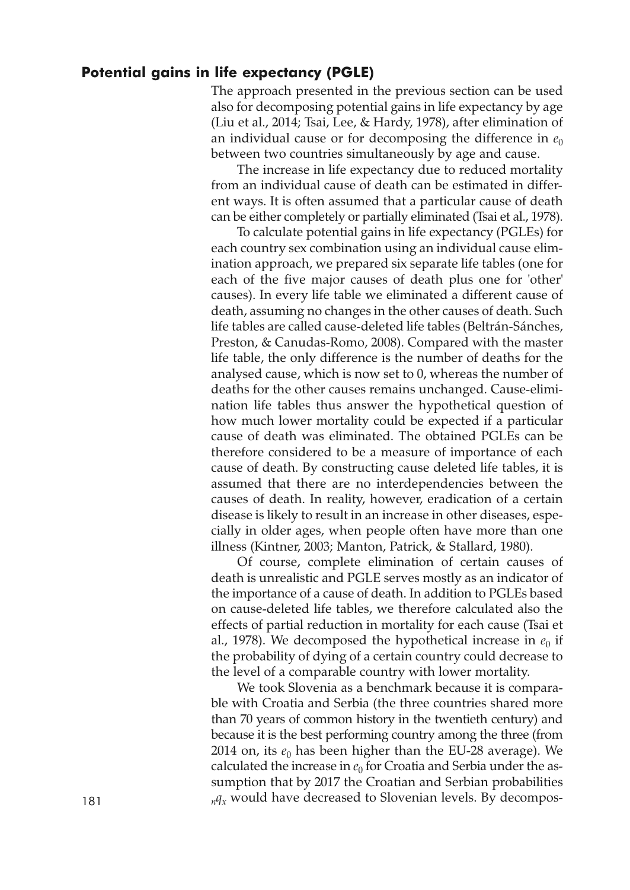## Potential gains in life expectancy (PGLE)

The approach presented in the previous section can be used also for decomposing potential gains in life expectancy by age (Liu et al., 2014; Tsai, Lee, & Hardy, 1978), after elimination of an individual cause or for decomposing the difference in $e_0$ between two countries simultaneously by age and cause.

The increase in life expectancy due to reduced mortality from an individual cause of death can be estimated in different ways. It is often assumed that a particular cause of death can be either completely or partially eliminated (Tsai et al., 1978).

To calculate potential gains in life expectancy (PGLEs) for each country sex combination using an individual cause elimination approach, we prepared six separate life tables (one for each of the five major causes of death plus one for 'other' causes). In every life table we eliminated a different cause of death, assuming no changes in the other causes of death. Such life tables are called cause-deleted life tables (Beltrán-Sánches, Preston, & Canudas-Romo, 2008). Compared with the master life table, the only difference is the number of deaths for the analysed cause, which is now set to 0, whereas the number of deaths for the other causes remains unchanged. Cause-elimination life tables thus answer the hypothetical question of how much lower mortality could be expected if a particular cause of death was eliminated. The obtained PGLEs can be therefore considered to be a measure of importance of each cause of death. By constructing cause deleted life tables, it is assumed that there are no interdependencies between the causes of death. In reality, however, eradication of a certain disease is likely to result in an increase in other diseases, especially in older ages, when people often have more than one illness (Kintner, 2003; Manton, Patrick, & Stallard, 1980).

Of course, complete elimination of certain causes of death is unrealistic and PGLE serves mostly as an indicator of the importance of a cause of death. In addition to PGLEs based on cause-deleted life tables, we therefore calculated also the effects of partial reduction in mortality for each cause (Tsai et al., 1978). We decomposed the hypothetical increase in $e_0$ if the probability of dying of a certain country could decrease to the level of a comparable country with lower mortality.

We took Slovenia as a benchmark because it is comparable with Croatia and Serbia (the three countries shared more than 70 years of common history in the twentieth century) and because it is the best performing country among the three (from 2014 on, its $e_0$ has been higher than the EU-28 average). We calculated the increase in $e_0$ for Croatia and Serbia under the assumption that by 2017 the Croatian and Serbian probabilities ${}_nq_x$ would have decreased to Slovenian levels. By decompos-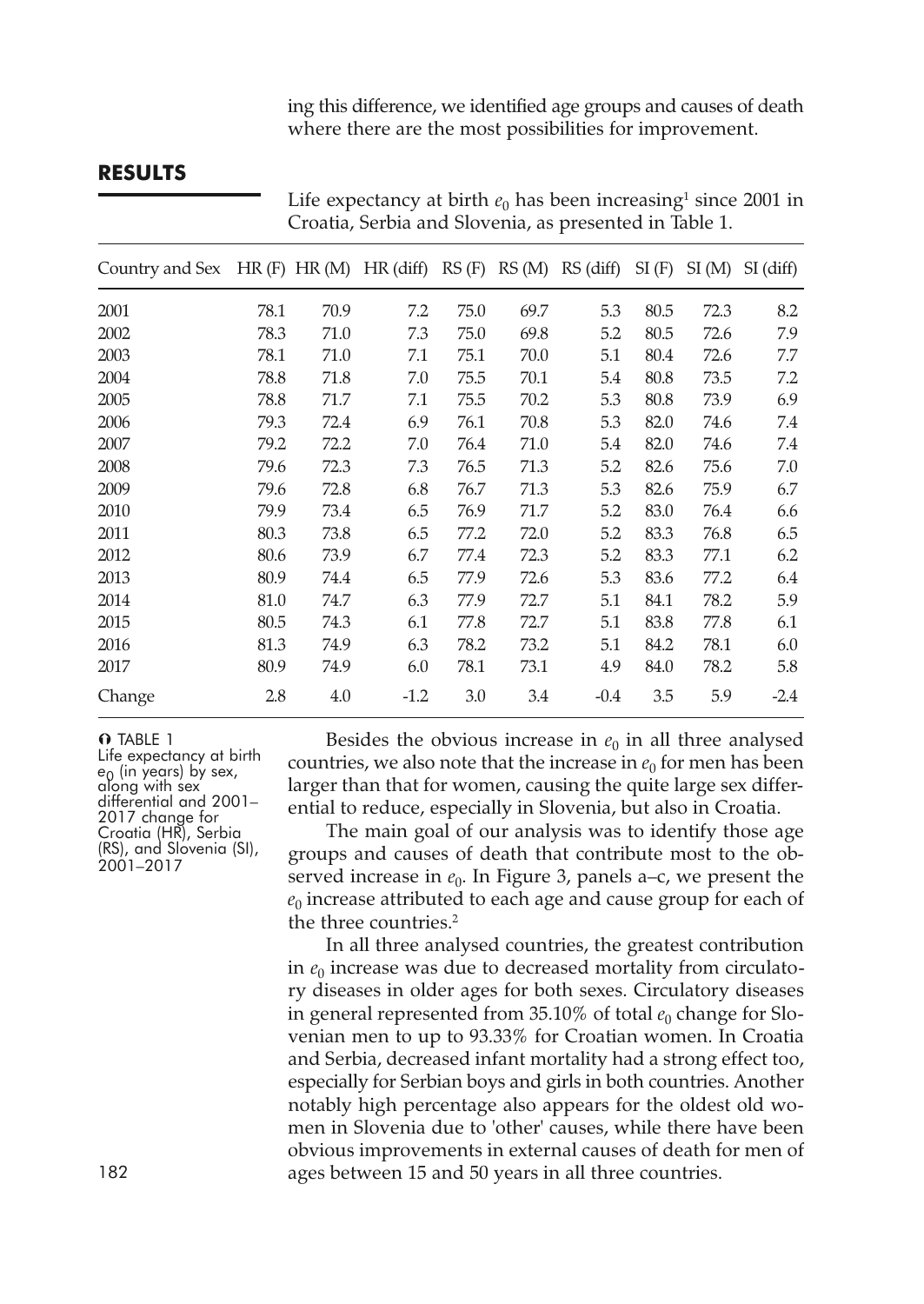ing this difference, we identified age groups and causes of death where there are the most possibilities for improvement.

## RESULTS

Life expectancy at birth $e_0$ has been increasing[1] since 2001 in Croatia, Serbia and Slovenia, as presented in Table 1.

| Country and Sex | HR (F) | HR (M) | HR (diff) | RS (F) | RS (M) | RS (diff) | SI (F) | SI (M) | SI (diff) |
|---|---|---|---|---|---|---|---|---|---|
| 2001 | 78.1 | 70.9 | 7.2 | 75.0 | 69.7 | 5.3 | 80.5 | 72.3 | 8.2 |
| 2002 | 78.3 | 71.0 | 7.3 | 75.0 | 69.8 | 5.2 | 80.5 | 72.6 | 7.9 |
| 2003 | 78.1 | 71.0 | 7.1 | 75.1 | 70.0 | 5.1 | 80.4 | 72.6 | 7.7 |
| 2004 | 78.8 | 71.8 | 7.0 | 75.5 | 70.1 | 5.4 | 80.8 | 73.5 | 7.2 |
| 2005 | 78.8 | 71.7 | 7.1 | 75.5 | 70.2 | 5.3 | 80.8 | 73.9 | 6.9 |
| 2006 | 79.3 | 72.4 | 6.9 | 76.1 | 70.8 | 5.3 | 82.0 | 74.6 | 7.4 |
| 2007 | 79.2 | 72.2 | 7.0 | 76.4 | 71.0 | 5.4 | 82.0 | 74.6 | 7.4 |
| 2008 | 79.6 | 72.3 | 7.3 | 76.5 | 71.3 | 5.2 | 82.6 | 75.6 | 7.0 |
| 2009 | 79.6 | 72.8 | 6.8 | 76.7 | 71.3 | 5.3 | 82.6 | 75.9 | 6.7 |
| 2010 | 79.9 | 73.4 | 6.5 | 76.9 | 71.7 | 5.2 | 83.0 | 76.4 | 6.6 |
| 2011 | 80.3 | 73.8 | 6.5 | 77.2 | 72.0 | 5.2 | 83.3 | 76.8 | 6.5 |
| 2012 | 80.6 | 73.9 | 6.7 | 77.4 | 72.3 | 5.2 | 83.3 | 77.1 | 6.2 |
| 2013 | 80.9 | 74.4 | 6.5 | 77.9 | 72.6 | 5.3 | 83.6 | 77.2 | 6.4 |
| 2014 | 81.0 | 74.7 | 6.3 | 77.9 | 72.7 | 5.1 | 84.1 | 78.2 | 5.9 |
| 2015 | 80.5 | 74.3 | 6.1 | 77.8 | 72.7 | 5.1 | 83.8 | 77.8 | 6.1 |
| 2016 | 81.3 | 74.9 | 6.3 | 78.2 | 73.2 | 5.1 | 84.2 | 78.1 | 6.0 |
| 2017 | 80.9 | 74.9 | 6.0 | 78.1 | 73.1 | 4.9 | 84.0 | 78.2 | 5.8 |
| Change | 2.8 | 4.0 | -1.2 | 3.0 | 3.4 | -0.4 | 3.5 | 5.9 | -2.4 |

TABLE 1
Life expectancy at birth $e_0$ (in years) by sex, along with sex differential and 2001–2017 change for Croatia (HR), Serbia (RS), and Slovenia (SI), 2001–2017

Besides the obvious increase in $e_0$ in all three analysed countries, we also note that the increase in $e_0$ for men has been larger than that for women, causing the quite large sex differential to reduce, especially in Slovenia, but also in Croatia.

The main goal of our analysis was to identify those age groups and causes of death that contribute most to the observed increase in $e_0$. In Figure 3, panels a–c, we present the $e_0$ increase attributed to each age and cause group for each of the three countries.[2]

In all three analysed countries, the greatest contribution in $e_0$ increase was due to decreased mortality from circulatory diseases in older ages for both sexes. Circulatory diseases in general represented from 35.10% of total $e_0$ change for Slovenian men to up to 93.33% for Croatian women. In Croatia and Serbia, decreased infant mortality had a strong effect too, especially for Serbian boys and girls in both countries. Another notably high percentage also appears for the oldest old women in Slovenia due to 'other' causes, while there have been obvious improvements in external causes of death for men of ages between 15 and 50 years in all three countries.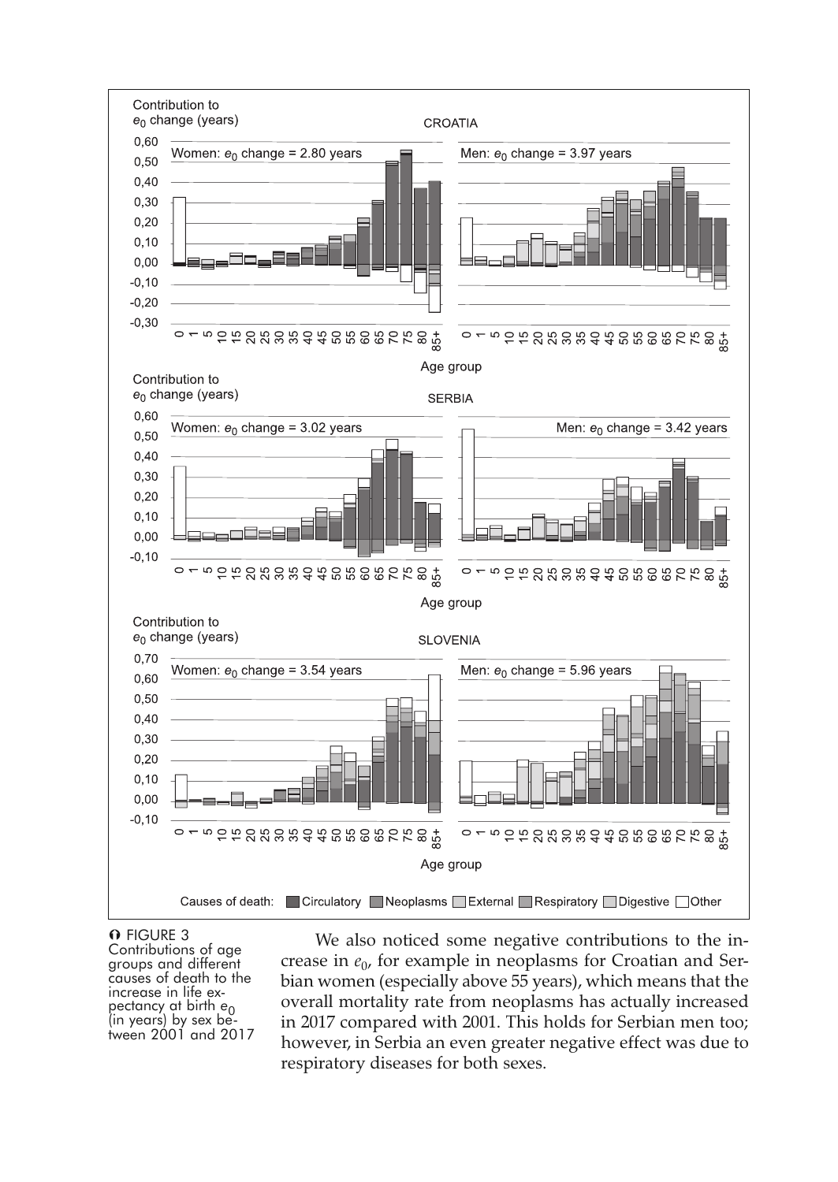FIGURE 3
Contributions of age groups and different causes of death to the increase in life expectancy at birth $e_0$ (in years) by sex between 2001 and 2017

We also noticed some negative contributions to the increase in $e_0$, for example in neoplasms for Croatian and Serbian women (especially above 55 years), which means that the overall mortality rate from neoplasms has actually increased in 2017 compared with 2001. This holds for Serbian men too; however, in Serbia an even greater negative effect was due to respiratory diseases for both sexes.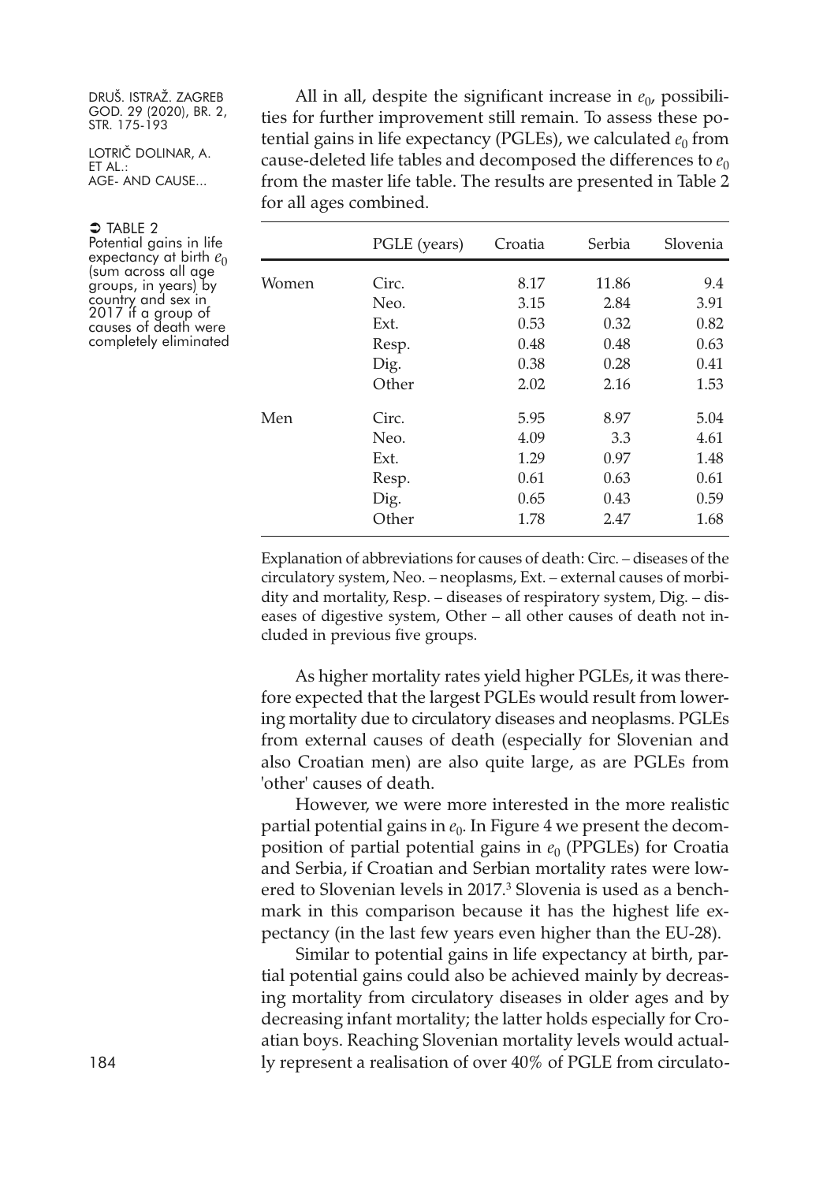All in all, despite the significant increase in $e_0$, possibilities for further improvement still remain. To assess these potential gains in life expectancy (PGLEs), we calculated $e_0$ from cause-deleted life tables and decomposed the differences to $e_0$ from the master life table. The results are presented in Table 2 for all ages combined.

TABLE 2
Potential gains in life expectancy at birth $e_0$ (sum across all age groups, in years) by country and sex in 2017 if a group of causes of death were completely eliminated

| | PGLE (years) | Croatia | Serbia | Slovenia |
|---|---|---|---|---|
| Women | Circ. | 8.17 | 11.86 | 9.4 |
| | Neo. | 3.15 | 2.84 | 3.91 |
| | Ext. | 0.53 | 0.32 | 0.82 |
| | Resp. | 0.48 | 0.48 | 0.63 |
| | Dig. | 0.38 | 0.28 | 0.41 |
| | Other | 2.02 | 2.16 | 1.53 |
| Men | Circ. | 5.95 | 8.97 | 5.04 |
| | Neo. | 4.09 | 3.3 | 4.61 |
| | Ext. | 1.29 | 0.97 | 1.48 |
| | Resp. | 0.61 | 0.63 | 0.61 |
| | Dig. | 0.65 | 0.43 | 0.59 |
| | Other | 1.78 | 2.47 | 1.68 |

Explanation of abbreviations for causes of death: Circ. – diseases of the circulatory system, Neo. – neoplasms, Ext. – external causes of morbidity and mortality, Resp. – diseases of respiratory system, Dig. – diseases of digestive system, Other – all other causes of death not included in previous five groups.

As higher mortality rates yield higher PGLEs, it was therefore expected that the largest PGLEs would result from lowering mortality due to circulatory diseases and neoplasms. PGLEs from external causes of death (especially for Slovenian and also Croatian men) are also quite large, as are PGLEs from 'other' causes of death.

However, we were more interested in the more realistic partial potential gains in $e_0$. In Figure 4 we present the decomposition of partial potential gains in $e_0$ (PPGLEs) for Croatia and Serbia, if Croatian and Serbian mortality rates were lowered to Slovenian levels in 2017.[3] Slovenia is used as a benchmark in this comparison because it has the highest life expectancy (in the last few years even higher than the EU-28).

Similar to potential gains in life expectancy at birth, partial potential gains could also be achieved mainly by decreasing mortality from circulatory diseases in older ages and by decreasing infant mortality; the latter holds especially for Croatian boys. Reaching Slovenian mortality levels would actually represent a realisation of over 40% of PGLE from circulato-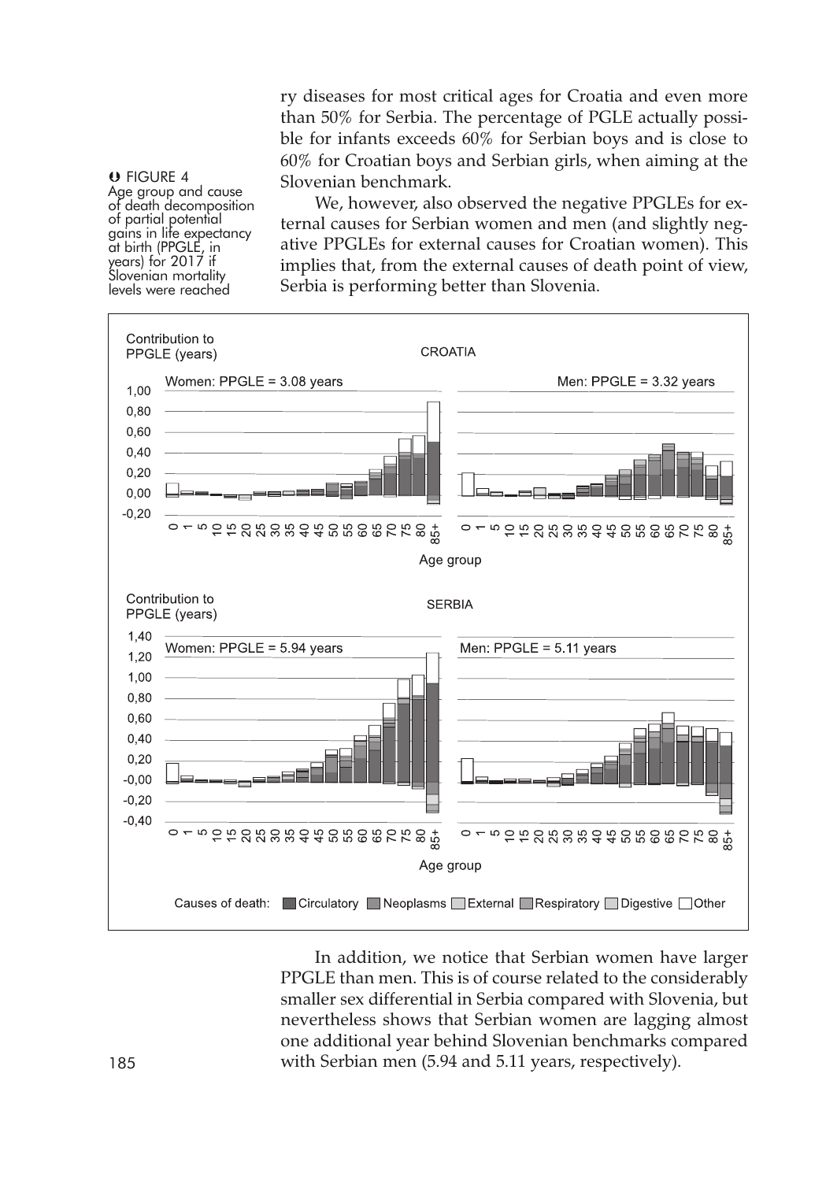ry diseases for most critical ages for Croatia and even more than 50% for Serbia. The percentage of PGLE actually possible for infants exceeds 60% for Serbian boys and is close to 60% for Croatian boys and Serbian girls, when aiming at the Slovenian benchmark.

We, however, also observed the negative PPGLEs for external causes for Serbian women and men (and slightly negative PPGLEs for external causes for Croatian women). This implies that, from the external causes of death point of view, Serbia is performing better than Slovenia.

FIGURE 4
Age group and cause of death decomposition of partial potential gains in life expectancy at birth (PPGLE, in years) for 2017 if Slovenian mortality levels were reached

In addition, we notice that Serbian women have larger PPGLE than men. This is of course related to the considerably smaller sex differential in Serbia compared with Slovenia, but nevertheless shows that Serbian women are lagging almost one additional year behind Slovenian benchmarks compared with Serbian men (5.94 and 5.11 years, respectively).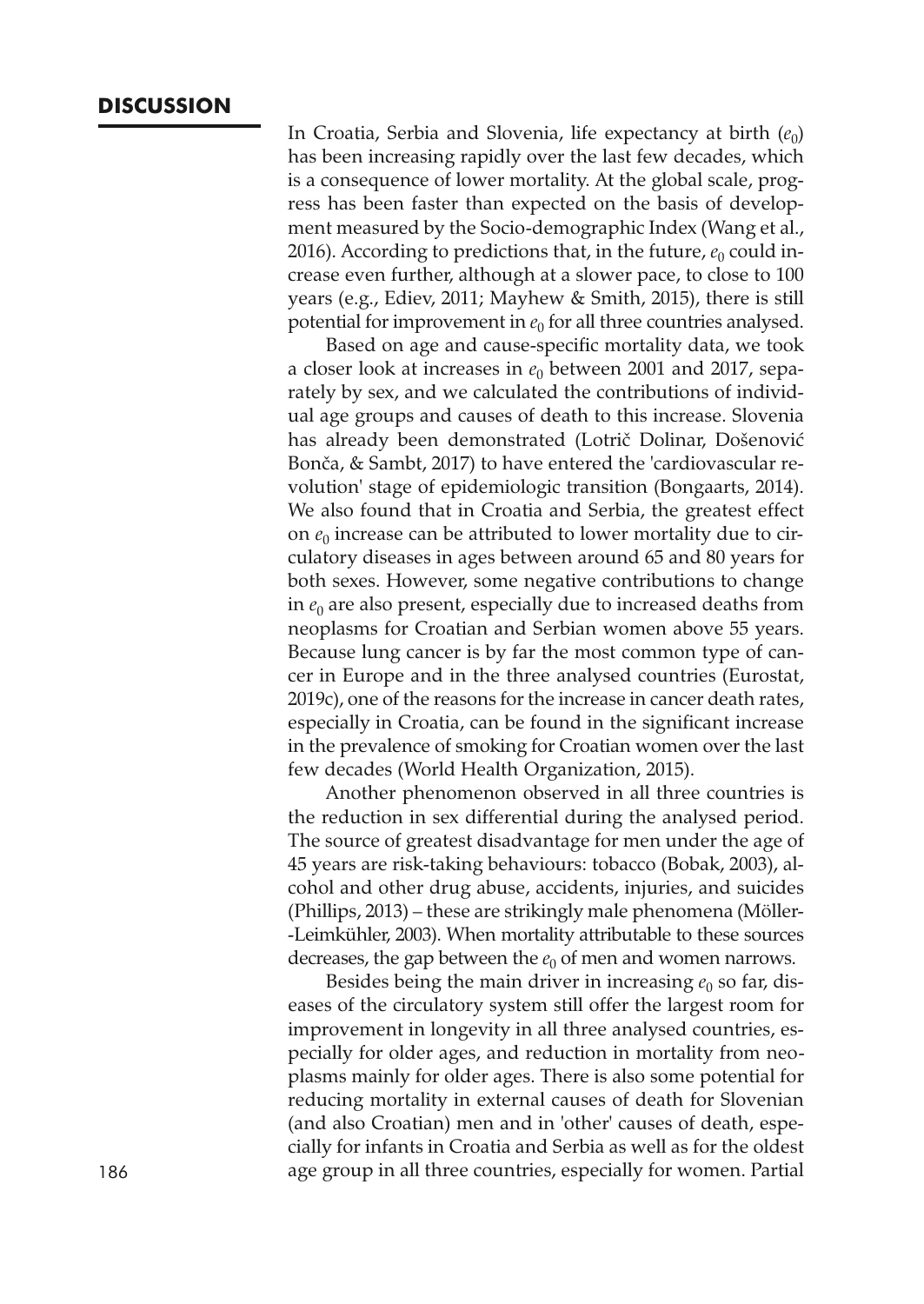## DISCUSSION

In Croatia, Serbia and Slovenia, life expectancy at birth ($e_0$) has been increasing rapidly over the last few decades, which is a consequence of lower mortality. At the global scale, progress has been faster than expected on the basis of development measured by the Socio-demographic Index (Wang et al., 2016). According to predictions that, in the future, $e_0$ could increase even further, although at a slower pace, to close to 100 years (e.g., Ediev, 2011; Mayhew & Smith, 2015), there is still potential for improvement in $e_0$ for all three countries analysed.

Based on age and cause-specific mortality data, we took a closer look at increases in $e_0$ between 2001 and 2017, separately by sex, and we calculated the contributions of individual age groups and causes of death to this increase. Slovenia has already been demonstrated (Lotrič Dolinar, Došenović Bonča, & Sambt, 2017) to have entered the 'cardiovascular revolution' stage of epidemiologic transition (Bongaarts, 2014). We also found that in Croatia and Serbia, the greatest effect on $e_0$ increase can be attributed to lower mortality due to circulatory diseases in ages between around 65 and 80 years for both sexes. However, some negative contributions to change in $e_0$ are also present, especially due to increased deaths from neoplasms for Croatian and Serbian women above 55 years. Because lung cancer is by far the most common type of cancer in Europe and in the three analysed countries (Eurostat, 2019c), one of the reasons for the increase in cancer death rates, especially in Croatia, can be found in the significant increase in the prevalence of smoking for Croatian women over the last few decades (World Health Organization, 2015).

Another phenomenon observed in all three countries is the reduction in sex differential during the analysed period. The source of greatest disadvantage for men under the age of 45 years are risk-taking behaviours: tobacco (Bobak, 2003), alcohol and other drug abuse, accidents, injuries, and suicides (Phillips, 2013) – these are strikingly male phenomena (Möller-Leimkühler, 2003). When mortality attributable to these sources decreases, the gap between the $e_0$ of men and women narrows.

Besides being the main driver in increasing $e_0$ so far, diseases of the circulatory system still offer the largest room for improvement in longevity in all three analysed countries, especially for older ages, and reduction in mortality from neoplasms mainly for older ages. There is also some potential for reducing mortality in external causes of death for Slovenian (and also Croatian) men and in 'other' causes of death, especially for infants in Croatia and Serbia as well as for the oldest age group in all three countries, especially for women. Partial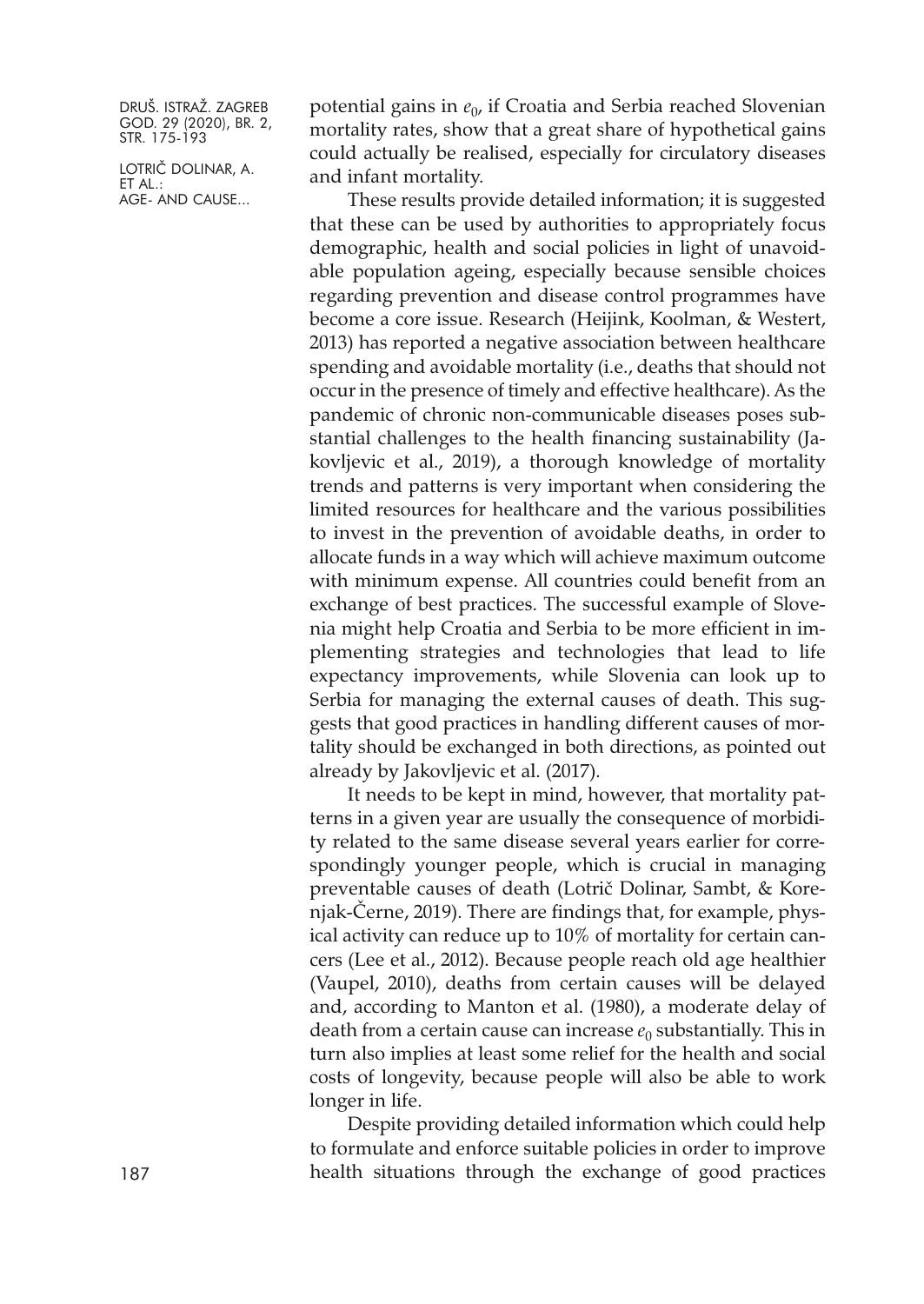potential gains in $e_0$, if Croatia and Serbia reached Slovenian mortality rates, show that a great share of hypothetical gains could actually be realised, especially for circulatory diseases and infant mortality.

These results provide detailed information; it is suggested that these can be used by authorities to appropriately focus demographic, health and social policies in light of unavoidable population ageing, especially because sensible choices regarding prevention and disease control programmes have become a core issue. Research (Heijink, Koolman, & Westert, 2013) has reported a negative association between healthcare spending and avoidable mortality (i.e., deaths that should not occur in the presence of timely and effective healthcare). As the pandemic of chronic non-communicable diseases poses substantial challenges to the health financing sustainability (Jakovljevic et al., 2019), a thorough knowledge of mortality trends and patterns is very important when considering the limited resources for healthcare and the various possibilities to invest in the prevention of avoidable deaths, in order to allocate funds in a way which will achieve maximum outcome with minimum expense. All countries could benefit from an exchange of best practices. The successful example of Slovenia might help Croatia and Serbia to be more efficient in implementing strategies and technologies that lead to life expectancy improvements, while Slovenia can look up to Serbia for managing the external causes of death. This suggests that good practices in handling different causes of mortality should be exchanged in both directions, as pointed out already by Jakovljevic et al. (2017).

It needs to be kept in mind, however, that mortality patterns in a given year are usually the consequence of morbidity related to the same disease several years earlier for correspondingly younger people, which is crucial in managing preventable causes of death (Lotrič Dolinar, Sambt, & Korenjak-Černe, 2019). There are findings that, for example, physical activity can reduce up to 10% of mortality for certain cancers (Lee et al., 2012). Because people reach old age healthier (Vaupel, 2010), deaths from certain causes will be delayed and, according to Manton et al. (1980), a moderate delay of death from a certain cause can increase $e_0$ substantially. This in turn also implies at least some relief for the health and social costs of longevity, because people will also be able to work longer in life.

Despite providing detailed information which could help to formulate and enforce suitable policies in order to improve health situations through the exchange of good practices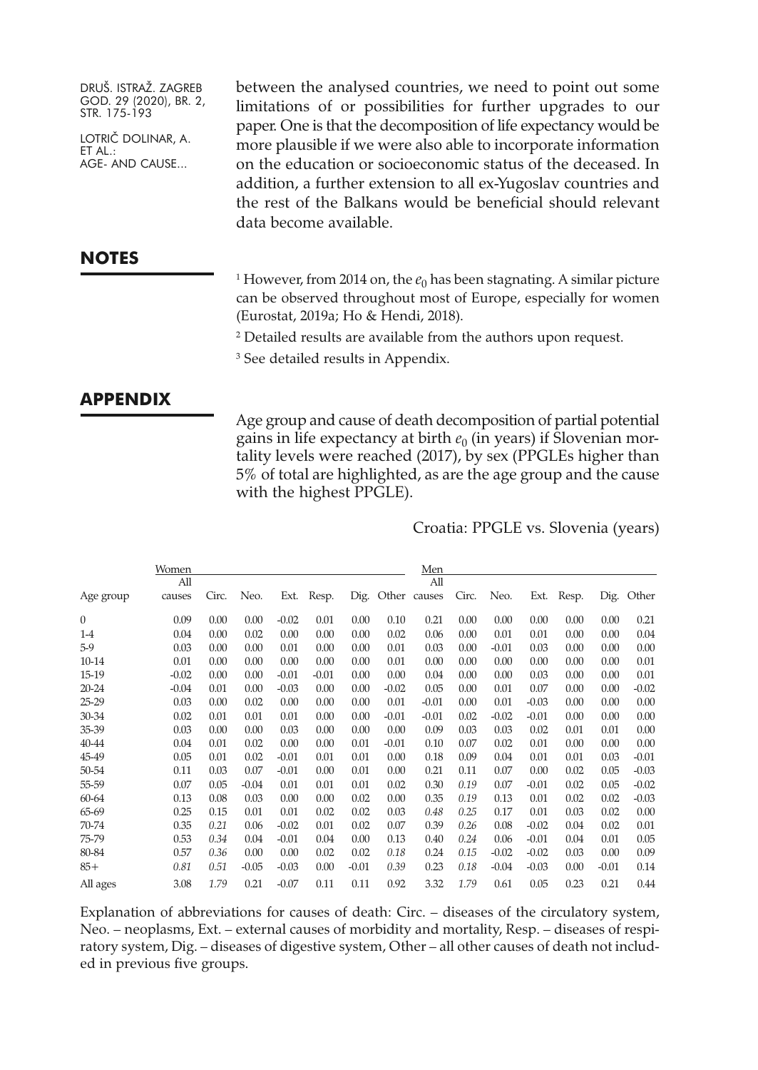between the analysed countries, we need to point out some limitations of or possibilities for further upgrades to our paper. One is that the decomposition of life expectancy would be more plausible if we were also able to incorporate information on the education or socioeconomic status of the deceased. In addition, a further extension to all ex-Yugoslav countries and the rest of the Balkans would be beneficial should relevant data become available.

## NOTES

[1] However, from 2014 on, the $e_0$ has been stagnating. A similar picture can be observed throughout most of Europe, especially for women (Eurostat, 2019a; Ho & Hendi, 2018).

[2] Detailed results are available from the authors upon request.

[3] See detailed results in Appendix.

## APPENDIX

Age group and cause of death decomposition of partial potential gains in life expectancy at birth $e_0$ (in years) if Slovenian mortality levels were reached (2017), by sex (PPGLEs higher than 5% of total are highlighted, as are the age group and the cause with the highest PPGLE).

Croatia: PPGLE vs. Slovenia (years)

| | Women | | | | | | | Men | | | | | | |
|---|---|---|---|---|---|---|---|---|---|---|---|---|---|---|
| Age group | All causes | Circ. | Neo. | Ext. | Resp. | Dig. | Other | All causes | Circ. | Neo. | Ext. | Resp. | Dig. | Other |
| 0 | 0.09 | 0.00 | 0.00 | -0.02 | 0.01 | 0.00 | 0.10 | 0.21 | 0.00 | 0.00 | 0.00 | 0.00 | 0.00 | 0.21 |
| 1-4 | 0.04 | 0.00 | 0.02 | 0.00 | 0.00 | 0.00 | 0.02 | 0.06 | 0.00 | 0.01 | 0.01 | 0.00 | 0.00 | 0.04 |
| 5-9 | 0.03 | 0.00 | 0.00 | 0.01 | 0.00 | 0.00 | 0.01 | 0.03 | 0.00 | -0.01 | 0.03 | 0.00 | 0.00 | 0.00 |
| 10-14 | 0.01 | 0.00 | 0.00 | 0.00 | 0.00 | 0.00 | 0.01 | 0.00 | 0.00 | 0.00 | 0.00 | 0.00 | 0.00 | 0.01 |
| 15-19 | -0.02 | 0.00 | 0.00 | -0.01 | -0.01 | 0.00 | 0.00 | 0.04 | 0.00 | 0.00 | 0.03 | 0.00 | 0.00 | 0.01 |
| 20-24 | -0.04 | 0.01 | 0.00 | -0.03 | 0.00 | 0.00 | -0.02 | 0.05 | 0.00 | 0.01 | 0.07 | 0.00 | 0.00 | -0.02 |
| 25-29 | 0.03 | 0.00 | 0.02 | 0.00 | 0.00 | 0.00 | 0.01 | -0.01 | 0.00 | 0.01 | -0.03 | 0.00 | 0.00 | 0.00 |
| 30-34 | 0.02 | 0.01 | 0.01 | 0.01 | 0.00 | 0.00 | -0.01 | -0.01 | 0.02 | -0.02 | -0.01 | 0.00 | 0.00 | 0.00 |
| 35-39 | 0.03 | 0.00 | 0.00 | 0.03 | 0.00 | 0.00 | 0.00 | 0.09 | 0.03 | 0.03 | 0.02 | 0.01 | 0.01 | 0.00 |
| 40-44 | 0.04 | 0.01 | 0.02 | 0.00 | 0.00 | 0.01 | -0.01 | 0.10 | 0.07 | 0.02 | 0.01 | 0.00 | 0.00 | 0.00 |
| 45-49 | 0.05 | 0.01 | 0.02 | -0.01 | 0.01 | 0.01 | 0.00 | 0.18 | 0.09 | 0.04 | 0.01 | 0.01 | 0.03 | -0.01 |
| 50-54 | 0.11 | 0.03 | 0.07 | -0.01 | 0.00 | 0.01 | 0.00 | 0.21 | 0.11 | 0.07 | 0.00 | 0.02 | 0.05 | -0.03 |
| 55-59 | 0.07 | 0.05 | -0.04 | 0.01 | 0.01 | 0.01 | 0.02 | 0.30 | 0.19 | 0.07 | -0.01 | 0.02 | 0.05 | -0.02 |
| 60-64 | 0.13 | 0.08 | 0.03 | 0.00 | 0.00 | 0.02 | 0.00 | 0.35 | *0.19* | 0.13 | 0.01 | 0.02 | 0.02 | -0.03 |
| 65-69 | 0.25 | 0.15 | 0.01 | 0.01 | 0.02 | 0.02 | 0.03 | *0.48* | *0.25* | 0.17 | 0.01 | 0.03 | 0.02 | 0.00 |
| 70-74 | 0.35 | *0.21* | 0.06 | -0.02 | 0.01 | 0.02 | 0.07 | 0.39 | *0.26* | 0.08 | -0.02 | 0.04 | 0.02 | 0.01 |
| 75-79 | 0.53 | *0.34* | 0.04 | -0.01 | 0.04 | 0.00 | 0.13 | 0.40 | *0.24* | 0.06 | -0.01 | 0.04 | 0.01 | 0.05 |
| 80-84 | 0.57 | *0.36* | 0.00 | 0.00 | 0.02 | 0.02 | *0.18* | 0.24 | *0.15* | -0.02 | -0.02 | 0.03 | 0.00 | 0.09 |
| 85+ | *0.81* | *0.51* | -0.05 | -0.03 | 0.00 | -0.01 | *0.39* | 0.23 | *0.18* | -0.04 | -0.03 | 0.00 | -0.01 | 0.14 |
| All ages | 3.08 | *1.79* | 0.21 | -0.07 | 0.11 | 0.11 | 0.92 | 3.32 | *1.79* | 0.61 | 0.05 | 0.23 | 0.21 | 0.44 |

Explanation of abbreviations for causes of death: Circ. – diseases of the circulatory system, Neo. – neoplasms, Ext. – external causes of morbidity and mortality, Resp. – diseases of respiratory system, Dig. – diseases of digestive system, Other – all other causes of death not included in previous five groups.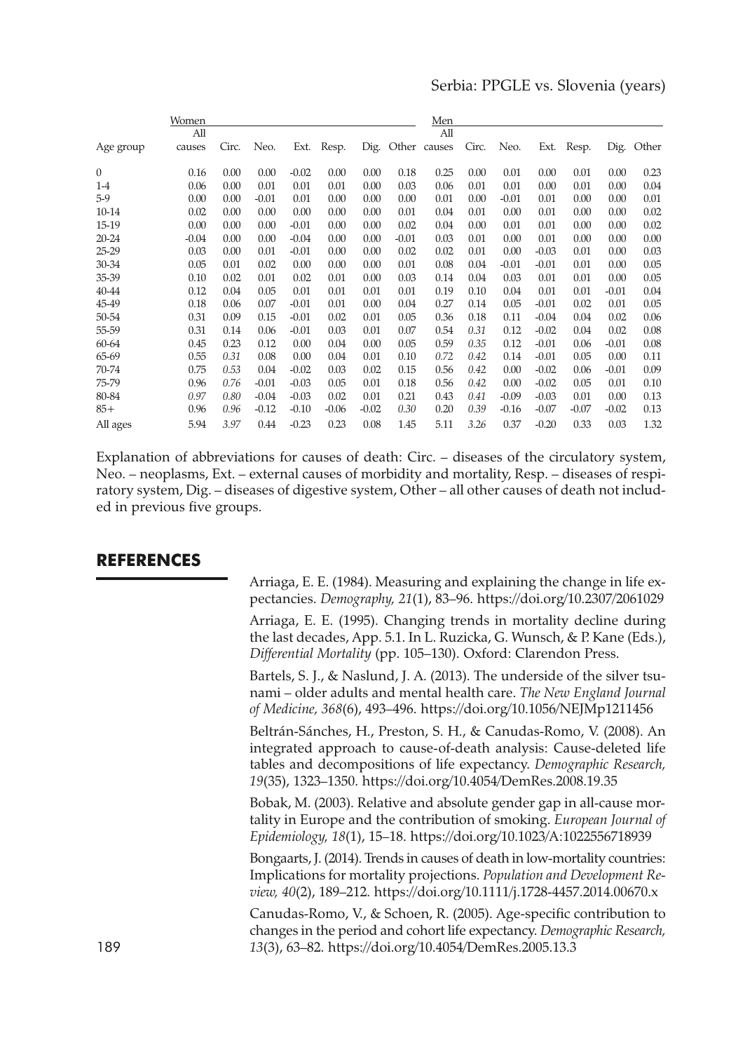Serbia: PPGLE vs. Slovenia (years)

| Age group | Women | | | | | | | Men | | | | | | |
|---|---|---|---|---|---|---|---|---|---|---|---|---|---|---|
| | All causes | Circ. | Neo. | Ext. | Resp. | Dig. | Other | All causes | Circ. | Neo. | Ext. | Resp. | Dig. | Other |
| 0 | 0.16 | 0.00 | 0.00 | -0.02 | 0.00 | 0.00 | 0.18 | 0.25 | 0.00 | 0.01 | 0.00 | 0.01 | 0.00 | 0.23 |
| 1-4 | 0.06 | 0.00 | 0.01 | 0.01 | 0.01 | 0.00 | 0.03 | 0.06 | 0.01 | 0.01 | 0.00 | 0.01 | 0.00 | 0.04 |
| 5-9 | 0.00 | 0.00 | -0.01 | 0.01 | 0.00 | 0.00 | 0.00 | 0.01 | 0.00 | -0.01 | 0.01 | 0.00 | 0.00 | 0.01 |
| 10-14 | 0.02 | 0.00 | 0.00 | 0.00 | 0.00 | 0.00 | 0.01 | 0.04 | 0.01 | 0.00 | 0.01 | 0.00 | 0.00 | 0.02 |
| 15-19 | 0.00 | 0.00 | 0.00 | -0.01 | 0.00 | 0.00 | 0.02 | 0.04 | 0.00 | 0.01 | 0.01 | 0.00 | 0.00 | 0.02 |
| 20-24 | -0.04 | 0.00 | 0.00 | -0.04 | 0.00 | 0.00 | -0.01 | 0.03 | 0.01 | 0.00 | 0.01 | 0.00 | 0.00 | 0.00 |
| 25-29 | 0.03 | 0.00 | 0.01 | -0.01 | 0.00 | 0.00 | 0.02 | 0.02 | 0.01 | 0.00 | -0.03 | 0.01 | 0.00 | 0.03 |
| 30-34 | 0.05 | 0.01 | 0.02 | 0.00 | 0.00 | 0.00 | 0.01 | 0.08 | 0.04 | -0.01 | -0.01 | 0.01 | 0.00 | 0.05 |
| 35-39 | 0.10 | 0.02 | 0.01 | 0.02 | 0.01 | 0.00 | 0.03 | 0.14 | 0.04 | 0.03 | 0.01 | 0.01 | 0.00 | 0.05 |
| 40-44 | 0.12 | 0.04 | 0.05 | 0.01 | 0.01 | 0.01 | 0.01 | 0.19 | 0.10 | 0.04 | 0.01 | 0.01 | -0.01 | 0.04 |
| 45-49 | 0.18 | 0.06 | 0.07 | -0.01 | 0.01 | 0.00 | 0.04 | 0.27 | 0.14 | 0.05 | -0.01 | 0.02 | 0.01 | 0.05 |
| 50-54 | 0.31 | 0.09 | 0.15 | -0.01 | 0.02 | 0.01 | 0.05 | 0.36 | 0.18 | 0.11 | -0.04 | 0.04 | 0.02 | 0.06 |
| 55-59 | 0.31 | 0.14 | 0.06 | -0.01 | 0.03 | 0.01 | 0.07 | 0.54 | *0.31* | 0.12 | -0.02 | 0.04 | 0.02 | 0.08 |
| 60-64 | 0.45 | 0.23 | 0.12 | 0.00 | 0.04 | 0.00 | 0.05 | 0.59 | *0.35* | 0.12 | -0.01 | 0.06 | -0.01 | 0.08 |
| 65-69 | 0.55 | *0.31* | 0.08 | 0.00 | 0.04 | 0.01 | 0.10 | *0.72* | *0.42* | 0.14 | -0.01 | 0.05 | 0.00 | 0.11 |
| 70-74 | 0.75 | *0.53* | 0.04 | -0.02 | 0.03 | 0.02 | 0.15 | 0.56 | *0.42* | 0.00 | -0.02 | 0.06 | -0.01 | 0.09 |
| 75-79 | 0.96 | *0.76* | -0.01 | -0.03 | 0.05 | 0.01 | 0.18 | 0.56 | *0.42* | 0.00 | -0.02 | 0.05 | 0.01 | 0.10 |
| 80-84 | *0.97* | *0.80* | -0.04 | -0.03 | 0.02 | 0.01 | 0.21 | 0.43 | *0.41* | -0.09 | -0.03 | 0.01 | 0.00 | 0.13 |
| 85+ | 0.96 | *0.96* | -0.12 | -0.10 | -0.06 | -0.02 | *0.30* | 0.20 | *0.39* | -0.16 | -0.07 | -0.07 | -0.02 | 0.13 |
| All ages | 5.94 | *3.97* | 0.44 | -0.23 | 0.23 | 0.08 | 1.45 | 5.11 | *3.26* | 0.37 | -0.20 | 0.33 | 0.03 | 1.32 |

Explanation of abbreviations for causes of death: Circ. – diseases of the circulatory system, Neo. – neoplasms, Ext. – external causes of morbidity and mortality, Resp. – diseases of respiratory system, Dig. – diseases of digestive system, Other – all other causes of death not included in previous five groups.

## REFERENCES

Arriaga, E. E. (1984). Measuring and explaining the change in life expectancies. *Demography, 21*(1), 83–96. https://doi.org/10.2307/2061029

Arriaga, E. E. (1995). Changing trends in mortality decline during the last decades, App. 5.1. In L. Ruzicka, G. Wunsch, & P. Kane (Eds.), *Differential Mortality* (pp. 105–130). Oxford: Clarendon Press.

Bartels, S. J., & Naslund, J. A. (2013). The underside of the silver tsunami – older adults and mental health care. *The New England Journal of Medicine, 368*(6), 493–496. https://doi.org/10.1056/NEJMp1211456

Beltrán-Sánches, H., Preston, S. H., & Canudas-Romo, V. (2008). An integrated approach to cause-of-death analysis: Cause-deleted life tables and decompositions of life expectancy. *Demographic Research, 19*(35), 1323–1350. https://doi.org/10.4054/DemRes.2008.19.35

Bobak, M. (2003). Relative and absolute gender gap in all-cause mortality in Europe and the contribution of smoking. *European Journal of Epidemiology, 18*(1), 15–18. https://doi.org/10.1023/A:1022556718939

Bongaarts, J. (2014). Trends in causes of death in low-mortality countries: Implications for mortality projections. *Population and Development Review, 40*(2), 189–212. https://doi.org/10.1111/j.1728-4457.2014.00670.x

Canudas-Romo, V., & Schoen, R. (2005). Age-specific contribution to changes in the period and cohort life expectancy. *Demographic Research, 13*(3), 63–82. https://doi.org/10.4054/DemRes.2005.13.3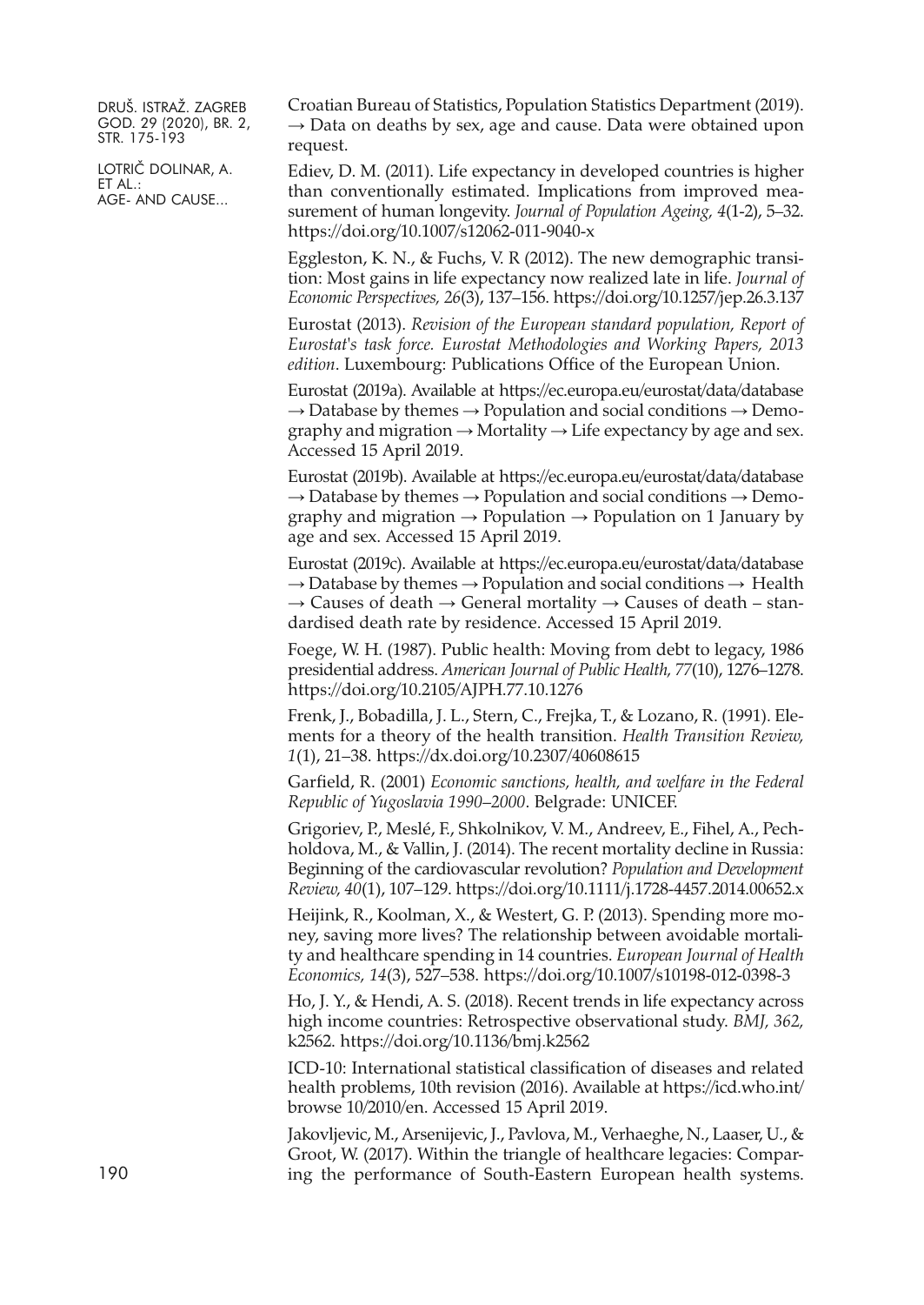Croatian Bureau of Statistics, Population Statistics Department (2019). → Data on deaths by sex, age and cause. Data were obtained upon request.

Ediev, D. M. (2011). Life expectancy in developed countries is higher than conventionally estimated. Implications from improved measurement of human longevity. *Journal of Population Ageing, 4*(1-2), 5–32. https://doi.org/10.1007/s12062-011-9040-x

Eggleston, K. N., & Fuchs, V. R (2012). The new demographic transition: Most gains in life expectancy now realized late in life. *Journal of Economic Perspectives, 26*(3), 137–156. https://doi.org/10.1257/jep.26.3.137

Eurostat (2013). *Revision of the European standard population, Report of Eurostat's task force. Eurostat Methodologies and Working Papers, 2013 edition*. Luxembourg: Publications Office of the European Union.

Eurostat (2019a). Available at https://ec.europa.eu/eurostat/data/database → Database by themes → Population and social conditions → Demography and migration → Mortality → Life expectancy by age and sex. Accessed 15 April 2019.

Eurostat (2019b). Available at https://ec.europa.eu/eurostat/data/database → Database by themes → Population and social conditions → Demography and migration → Population → Population on 1 January by age and sex. Accessed 15 April 2019.

Eurostat (2019c). Available at https://ec.europa.eu/eurostat/data/database → Database by themes → Population and social conditions → Health → Causes of death → General mortality → Causes of death – standardised death rate by residence. Accessed 15 April 2019.

Foege, W. H. (1987). Public health: Moving from debt to legacy, 1986 presidential address. *American Journal of Public Health, 77*(10), 1276–1278. https://doi.org/10.2105/AJPH.77.10.1276

Frenk, J., Bobadilla, J. L., Stern, C., Frejka, T., & Lozano, R. (1991). Elements for a theory of the health transition. *Health Transition Review, 1*(1), 21–38. https://dx.doi.org/10.2307/40608615

Garfield, R. (2001) *Economic sanctions, health, and welfare in the Federal Republic of Yugoslavia 1990–2000*. Belgrade: UNICEF.

Grigoriev, P., Meslé, F., Shkolnikov, V. M., Andreev, E., Fihel, A., Pechholdova, M., & Vallin, J. (2014). The recent mortality decline in Russia: Beginning of the cardiovascular revolution? *Population and Development Review, 40*(1), 107–129. https://doi.org/10.1111/j.1728-4457.2014.00652.x

Heijink, R., Koolman, X., & Westert, G. P. (2013). Spending more money, saving more lives? The relationship between avoidable mortality and healthcare spending in 14 countries. *European Journal of Health Economics, 14*(3), 527–538. https://doi.org/10.1007/s10198-012-0398-3

Ho, J. Y., & Hendi, A. S. (2018). Recent trends in life expectancy across high income countries: Retrospective observational study. *BMJ, 362,* k2562. https://doi.org/10.1136/bmj.k2562

ICD-10: International statistical classification of diseases and related health problems, 10th revision (2016). Available at https://icd.who.int/browse 10/2010/en. Accessed 15 April 2019.

Jakovljevic, M., Arsenijevic, J., Pavlova, M., Verhaeghe, N., Laaser, U., & Groot, W. (2017). Within the triangle of healthcare legacies: Comparing the performance of South-Eastern European health systems.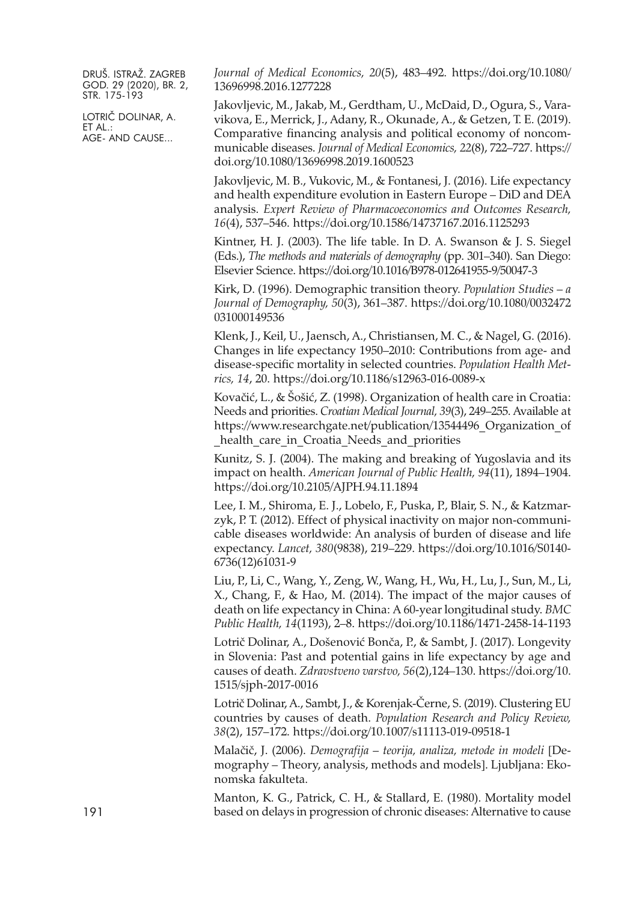*Journal of Medical Economics, 20*(5), 483–492. https://doi.org/10.1080/13696998.2016.1277228

Jakovljevic, M., Jakab, M., Gerdtham, U., McDaid, D., Ogura, S., Varavikova, E., Merrick, J., Adany, R., Okunade, A., & Getzen, T. E. (2019). Comparative financing analysis and political economy of noncommunicable diseases. *Journal of Medical Economics, 22*(8), 722–727. https://doi.org/10.1080/13696998.2019.1600523

Jakovljevic, M. B., Vukovic, M., & Fontanesi, J. (2016). Life expectancy and health expenditure evolution in Eastern Europe – DiD and DEA analysis. *Expert Review of Pharmacoeconomics and Outcomes Research, 16*(4), 537–546. https://doi.org/10.1586/14737167.2016.1125293

Kintner, H. J. (2003). The life table. In D. A. Swanson & J. S. Siegel (Eds.), *The methods and materials of demography* (pp. 301–340). San Diego: Elsevier Science. https://doi.org/10.1016/B978-012641955-9/50047-3

Kirk, D. (1996). Demographic transition theory. *Population Studies – a Journal of Demography, 50*(3), 361–387. https://doi.org/10.1080/0032472031000149536

Klenk, J., Keil, U., Jaensch, A., Christiansen, M. C., & Nagel, G. (2016). Changes in life expectancy 1950–2010: Contributions from age- and disease-specific mortality in selected countries. *Population Health Metrics, 14*, 20. https://doi.org/10.1186/s12963-016-0089-x

Kovačić, L., & Šošić, Z. (1998). Organization of health care in Croatia: Needs and priorities. *Croatian Medical Journal, 39*(3), 249–255. Available at https://www.researchgate.net/publication/13544496_Organization_of_health_care_in_Croatia_Needs_and_priorities

Kunitz, S. J. (2004). The making and breaking of Yugoslavia and its impact on health. *American Journal of Public Health, 94*(11), 1894–1904. https://doi.org/10.2105/AJPH.94.11.1894

Lee, I. M., Shiroma, E. J., Lobelo, F., Puska, P., Blair, S. N., & Katzmarzyk, P. T. (2012). Effect of physical inactivity on major non-communicable diseases worldwide: An analysis of burden of disease and life expectancy. *Lancet, 380*(9838), 219–229. https://doi.org/10.1016/S0140-6736(12)61031-9

Liu, P., Li, C., Wang, Y., Zeng, W., Wang, H., Wu, H., Lu, J., Sun, M., Li, X., Chang, F., & Hao, M. (2014). The impact of the major causes of death on life expectancy in China: A 60-year longitudinal study. *BMC Public Health, 14*(1193), 2–8. https://doi.org/10.1186/1471-2458-14-1193

Lotrič Dolinar, A., Došenović Bonča, P., & Sambt, J. (2017). Longevity in Slovenia: Past and potential gains in life expectancy by age and causes of death. *Zdravstveno varstvo, 56*(2),124–130. https://doi.org/10.1515/sjph-2017-0016

Lotrič Dolinar, A., Sambt, J., & Korenjak-Černe, S. (2019). Clustering EU countries by causes of death. *Population Research and Policy Review, 38*(2), 157–172. https://doi.org/10.1007/s11113-019-09518-1

Malačič, J. (2006). *Demografija – teorija, analiza, metode in modeli* [Demography – Theory, analysis, methods and models]. Ljubljana: Ekonomska fakulteta.

Manton, K. G., Patrick, C. H., & Stallard, E. (1980). Mortality model based on delays in progression of chronic diseases: Alternative to cause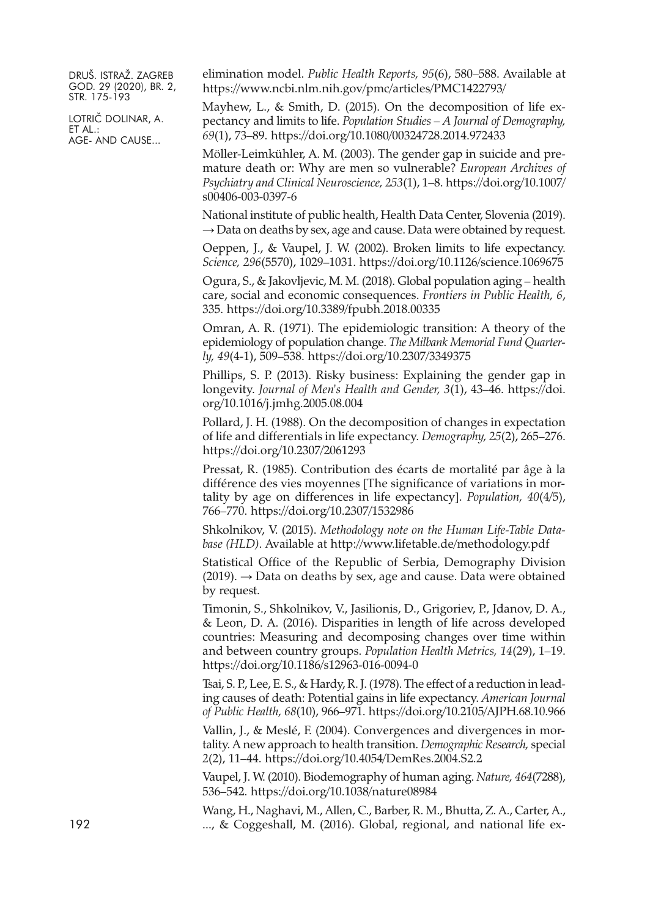elimination model. *Public Health Reports, 95*(6), 580–588. Available at https://www.ncbi.nlm.nih.gov/pmc/articles/PMC1422793/

Mayhew, L., & Smith, D. (2015). On the decomposition of life expectancy and limits to life. *Population Studies – A Journal of Demography, 69*(1), 73–89. https://doi.org/10.1080/00324728.2014.972433

Möller-Leimkühler, A. M. (2003). The gender gap in suicide and premature death or: Why are men so vulnerable? *European Archives of Psychiatry and Clinical Neuroscience, 253*(1), 1–8. https://doi.org/10.1007/s00406-003-0397-6

National institute of public health, Health Data Center, Slovenia (2019). → Data on deaths by sex, age and cause. Data were obtained by request.

Oeppen, J., & Vaupel, J. W. (2002). Broken limits to life expectancy. *Science, 296*(5570), 1029–1031. https://doi.org/10.1126/science.1069675

Ogura, S., & Jakovljevic, M. M. (2018). Global population aging – health care, social and economic consequences. *Frontiers in Public Health, 6*, 335. https://doi.org/10.3389/fpubh.2018.00335

Omran, A. R. (1971). The epidemiologic transition: A theory of the epidemiology of population change. *The Milbank Memorial Fund Quarterly, 49*(4-1), 509–538. https://doi.org/10.2307/3349375

Phillips, S. P. (2013). Risky business: Explaining the gender gap in longevity. *Journal of Men's Health and Gender, 3*(1), 43–46. https://doi.org/10.1016/j.jmhg.2005.08.004

Pollard, J. H. (1988). On the decomposition of changes in expectation of life and differentials in life expectancy. *Demography, 25*(2), 265–276. https://doi.org/10.2307/2061293

Pressat, R. (1985). Contribution des écarts de mortalité par âge à la différence des vies moyennes [The significance of variations in mortality by age on differences in life expectancy]. *Population, 40*(4/5), 766–770. https://doi.org/10.2307/1532986

Shkolnikov, V. (2015). *Methodology note on the Human Life-Table Database (HLD)*. Available at http://www.lifetable.de/methodology.pdf

Statistical Office of the Republic of Serbia, Demography Division (2019). → Data on deaths by sex, age and cause. Data were obtained by request.

Timonin, S., Shkolnikov, V., Jasilionis, D., Grigoriev, P., Jdanov, D. A., & Leon, D. A. (2016). Disparities in length of life across developed countries: Measuring and decomposing changes over time within and between country groups. *Population Health Metrics, 14*(29), 1–19. https://doi.org/10.1186/s12963-016-0094-0

Tsai, S. P., Lee, E. S., & Hardy, R. J. (1978). The effect of a reduction in leading causes of death: Potential gains in life expectancy. *American Journal of Public Health, 68*(10), 966–971. https://doi.org/10.2105/AJPH.68.10.966

Vallin, J., & Meslé, F. (2004). Convergences and divergences in mortality. A new approach to health transition. *Demographic Research,* special *2*(2), 11–44. https://doi.org/10.4054/DemRes.2004.S2.2

Vaupel, J. W. (2010). Biodemography of human aging. *Nature, 464*(7288), 536–542. https://doi.org/10.1038/nature08984

Wang, H., Naghavi, M., Allen, C., Barber, R. M., Bhutta, Z. A., Carter, A., ..., & Coggeshall, M. (2016). Global, regional, and national life ex-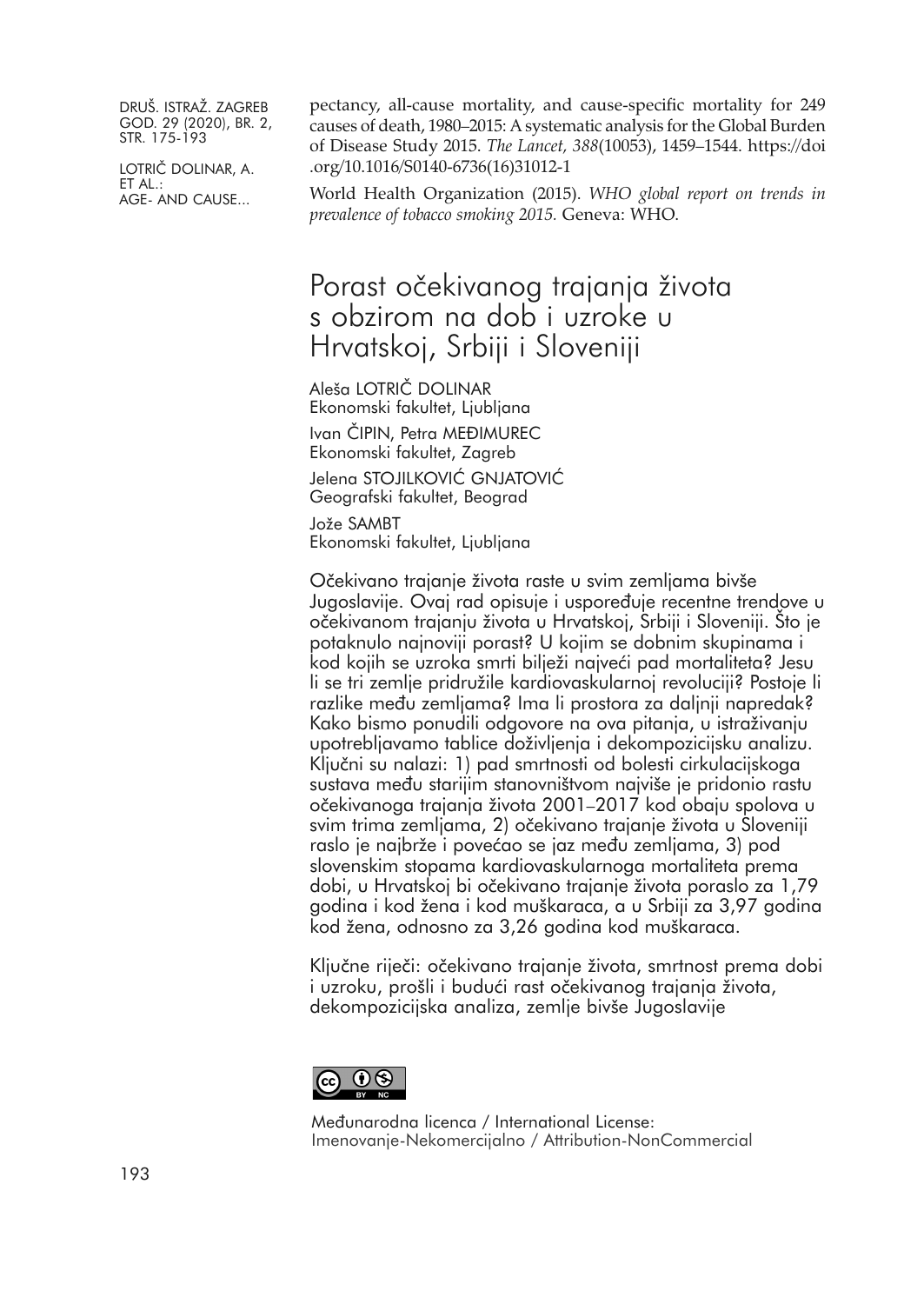pectancy, all-cause mortality, and cause-specific mortality for 249 causes of death, 1980–2015: A systematic analysis for the Global Burden of Disease Study 2015. *The Lancet, 388*(10053), 1459–1544. https://doi.org/10.1016/S0140-6736(16)31012-1

World Health Organization (2015). *WHO global report on trends in prevalence of tobacco smoking 2015.* Geneva: WHO.

# Porast očekivanog trajanja života s obzirom na dob i uzroke u Hrvatskoj, Srbiji i Sloveniji

Aleša LOTRIČ DOLINAR
Ekonomski fakultet, Ljubljana

Ivan ČIPIN, Petra MEĐIMUREC
Ekonomski fakultet, Zagreb

Jelena STOJILKOVIĆ GNJATOVIĆ
Geografski fakultet, Beograd

Jože SAMBT
Ekonomski fakultet, Ljubljana

Očekivano trajanje života raste u svim zemljama bivše Jugoslavije. Ovaj rad opisuje i uspoređuje recentne trendove u očekivanom trajanju života u Hrvatskoj, Srbiji i Sloveniji. Što je potaknulo najnoviji porast? U kojim se dobnim skupinama i kod kojih se uzroka smrti bilježi najveći pad mortaliteta? Jesu li se tri zemlje pridružile kardiovaskularnoj revoluciji? Postoje li razlike među zemljama? Ima li prostora za daljnji napredak? Kako bismo ponudili odgovore na ova pitanja, u istraživanju upotrebljavamo tablice doživljenja i dekompozicijsku analizu. Ključni su nalazi: 1) pad smrtnosti od bolesti cirkulacijskoga sustava među starijim stanovništvom najviše je pridonio rastu očekivanoga trajanja života 2001–2017 kod obaju spolova u svim trima zemljama, 2) očekivano trajanje života u Sloveniji raslo je najbrže i povećao se jaz među zemljama, 3) pod slovenskim stopama kardiovaskularnoga mortaliteta prema dobi, u Hrvatskoj bi očekivano trajanje života poraslo za 1,79 godina i kod žena i kod muškaraca, a u Srbiji za 3,97 godina kod žena, odnosno za 3,26 godina kod muškaraca.

Ključne riječi: očekivano trajanje života, smrtnost prema dobi i uzroku, prošli i budući rast očekivanog trajanja života, dekompozicijska analiza, zemlje bivše Jugoslavije

Međunarodna licenca / International License:
Imenovanje-Nekomercijalno / Attribution-NonCommercial